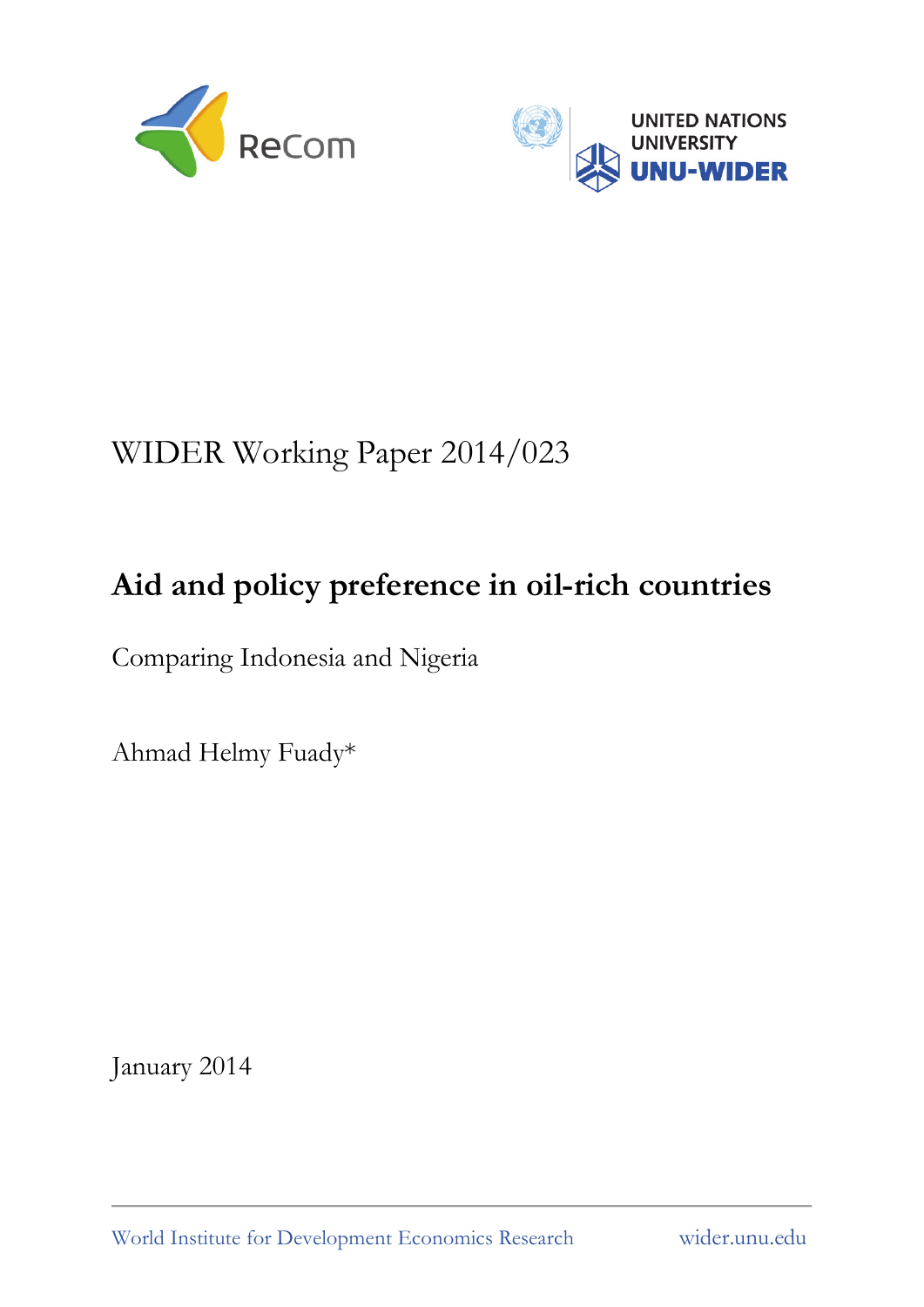WIDER Working Paper 2014/023

# Aid and policy preference in oil-rich countries

Comparing Indonesia and Nigeria

Ahmad Helmy Fuady*

January 2014

World Institute for Development Economics Research wider.unu.edu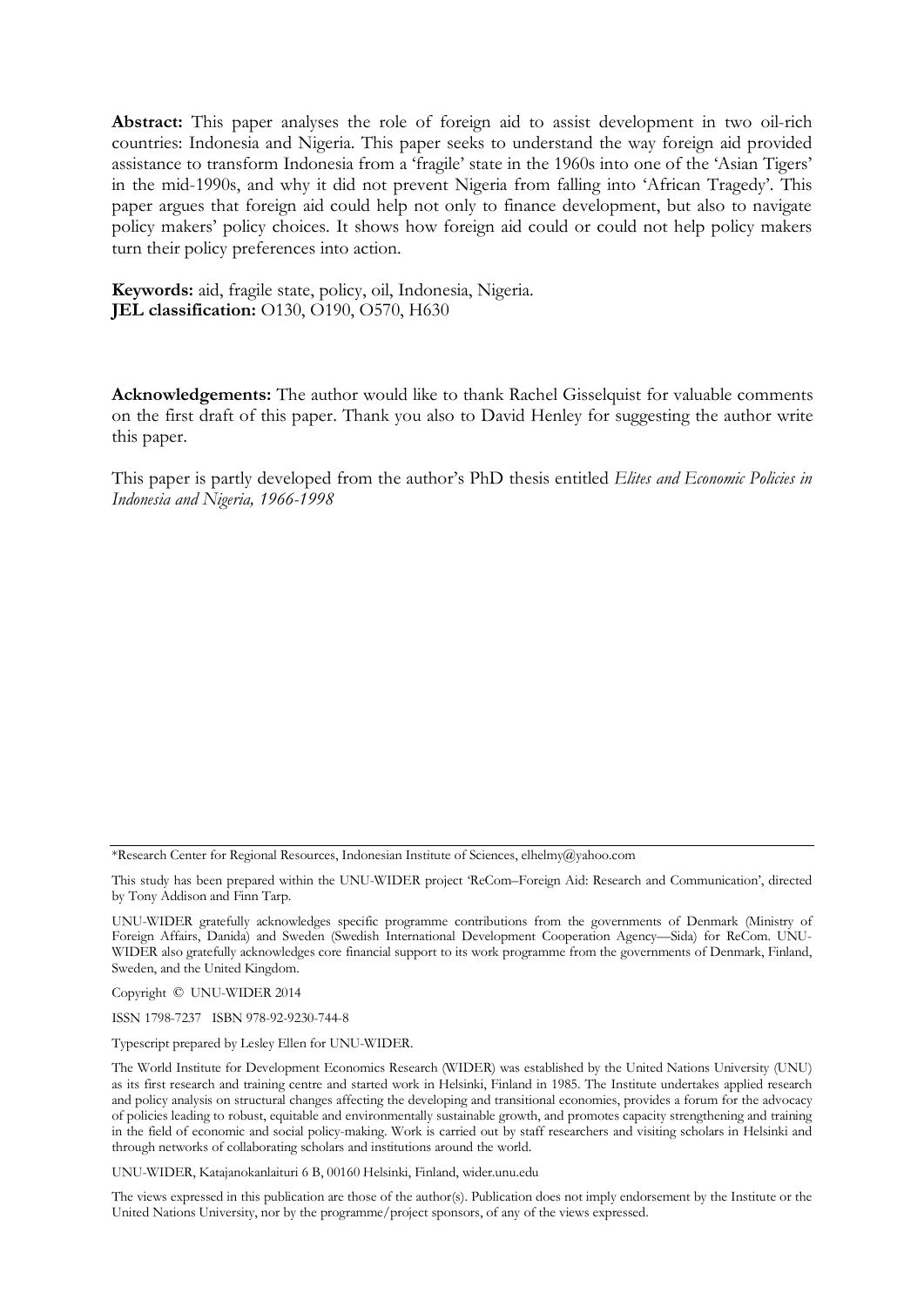**Abstract:** This paper analyses the role of foreign aid to assist development in two oil-rich countries: Indonesia and Nigeria. This paper seeks to understand the way foreign aid provided assistance to transform Indonesia from a 'fragile' state in the 1960s into one of the 'Asian Tigers' in the mid-1990s, and why it did not prevent Nigeria from falling into 'African Tragedy'. This paper argues that foreign aid could help not only to finance development, but also to navigate policy makers' policy choices. It shows how foreign aid could or could not help policy makers turn their policy preferences into action.

**Keywords:** aid, fragile state, policy, oil, Indonesia, Nigeria.
**JEL classification:** O130, O190, O570, H630

**Acknowledgements:** The author would like to thank Rachel Gisselquist for valuable comments on the first draft of this paper. Thank you also to David Henley for suggesting the author write this paper.

This paper is partly developed from the author's PhD thesis entitled *Elites and Economic Policies in Indonesia and Nigeria, 1966-1998*

\*Research Center for Regional Resources, Indonesian Institute of Sciences, elhelmy@yahoo.com

This study has been prepared within the UNU-WIDER project 'ReCom–Foreign Aid: Research and Communication', directed by Tony Addison and Finn Tarp.

UNU-WIDER gratefully acknowledges specific programme contributions from the governments of Denmark (Ministry of Foreign Affairs, Danida) and Sweden (Swedish International Development Cooperation Agency—Sida) for ReCom. UNU-WIDER also gratefully acknowledges core financial support to its work programme from the governments of Denmark, Finland, Sweden, and the United Kingdom.

Copyright © UNU-WIDER 2014

ISSN 1798-7237 ISBN 978-92-9230-744-8

Typescript prepared by Lesley Ellen for UNU-WIDER.

The World Institute for Development Economics Research (WIDER) was established by the United Nations University (UNU) as its first research and training centre and started work in Helsinki, Finland in 1985. The Institute undertakes applied research and policy analysis on structural changes affecting the developing and transitional economies, provides a forum for the advocacy of policies leading to robust, equitable and environmentally sustainable growth, and promotes capacity strengthening and training in the field of economic and social policy-making. Work is carried out by staff researchers and visiting scholars in Helsinki and through networks of collaborating scholars and institutions around the world.

UNU-WIDER, Katajanokanlaituri 6 B, 00160 Helsinki, Finland, wider.unu.edu

The views expressed in this publication are those of the author(s). Publication does not imply endorsement by the Institute or the United Nations University, nor by the programme/project sponsors, of any of the views expressed.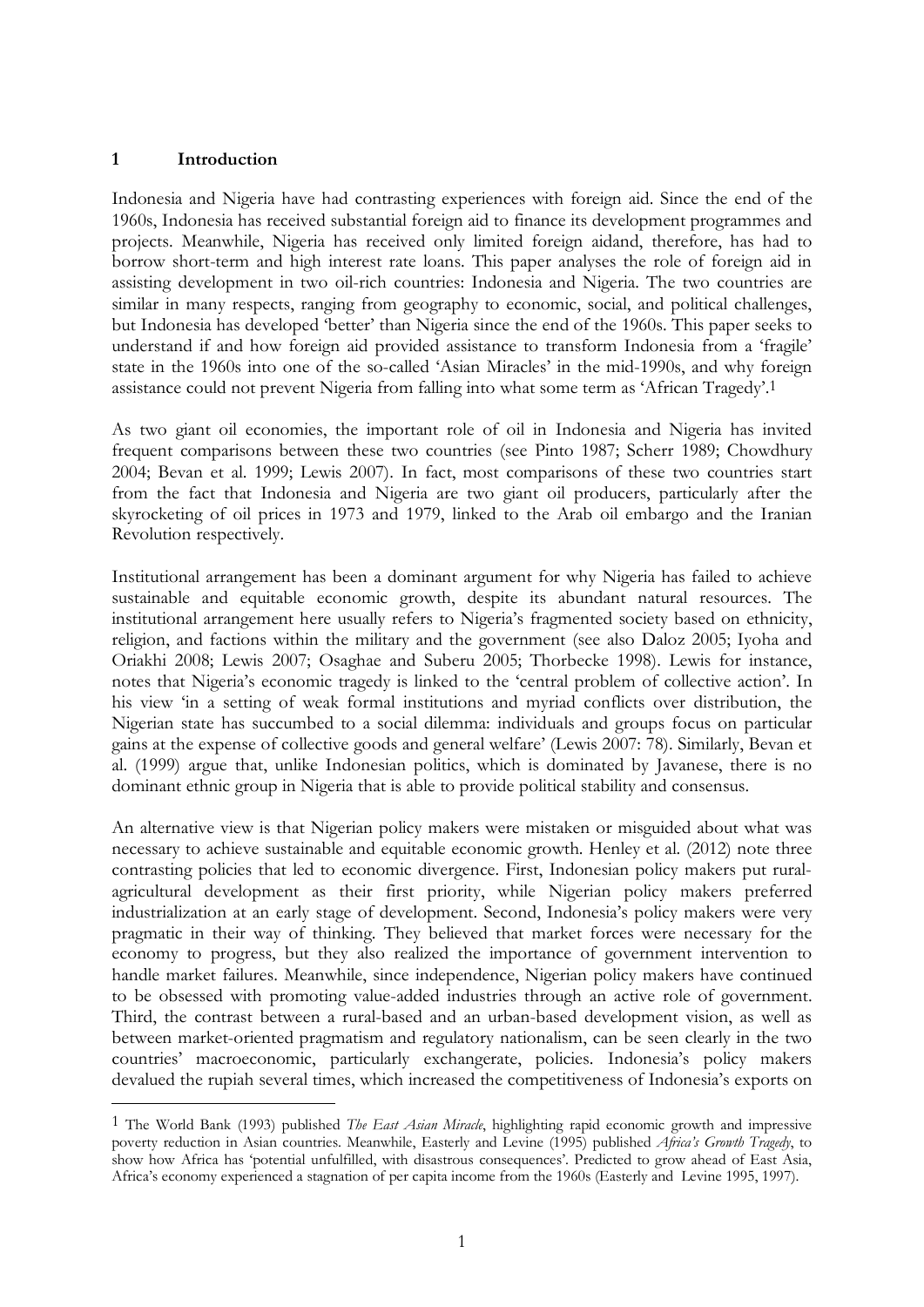## 1 Introduction

Indonesia and Nigeria have had contrasting experiences with foreign aid. Since the end of the 1960s, Indonesia has received substantial foreign aid to finance its development programmes and projects. Meanwhile, Nigeria has received only limited foreign aidand, therefore, has had to borrow short-term and high interest rate loans. This paper analyses the role of foreign aid in assisting development in two oil-rich countries: Indonesia and Nigeria. The two countries are similar in many respects, ranging from geography to economic, social, and political challenges, but Indonesia has developed 'better' than Nigeria since the end of the 1960s. This paper seeks to understand if and how foreign aid provided assistance to transform Indonesia from a 'fragile' state in the 1960s into one of the so-called 'Asian Miracles' in the mid-1990s, and why foreign assistance could not prevent Nigeria from falling into what some term as 'African Tragedy'.[1]

As two giant oil economies, the important role of oil in Indonesia and Nigeria has invited frequent comparisons between these two countries (see Pinto 1987; Scherr 1989; Chowdhury 2004; Bevan et al. 1999; Lewis 2007). In fact, most comparisons of these two countries start from the fact that Indonesia and Nigeria are two giant oil producers, particularly after the skyrocketing of oil prices in 1973 and 1979, linked to the Arab oil embargo and the Iranian Revolution respectively.

Institutional arrangement has been a dominant argument for why Nigeria has failed to achieve sustainable and equitable economic growth, despite its abundant natural resources. The institutional arrangement here usually refers to Nigeria's fragmented society based on ethnicity, religion, and factions within the military and the government (see also Daloz 2005; Iyoha and Oriakhi 2008; Lewis 2007; Osaghae and Suberu 2005; Thorbecke 1998). Lewis for instance, notes that Nigeria's economic tragedy is linked to the 'central problem of collective action'. In his view 'in a setting of weak formal institutions and myriad conflicts over distribution, the Nigerian state has succumbed to a social dilemma: individuals and groups focus on particular gains at the expense of collective goods and general welfare' (Lewis 2007: 78). Similarly, Bevan et al. (1999) argue that, unlike Indonesian politics, which is dominated by Javanese, there is no dominant ethnic group in Nigeria that is able to provide political stability and consensus.

An alternative view is that Nigerian policy makers were mistaken or misguided about what was necessary to achieve sustainable and equitable economic growth. Henley et al. (2012) note three contrasting policies that led to economic divergence. First, Indonesian policy makers put rural-agricultural development as their first priority, while Nigerian policy makers preferred industrialization at an early stage of development. Second, Indonesia's policy makers were very pragmatic in their way of thinking. They believed that market forces were necessary for the economy to progress, but they also realized the importance of government intervention to handle market failures. Meanwhile, since independence, Nigerian policy makers have continued to be obsessed with promoting value-added industries through an active role of government. Third, the contrast between a rural-based and an urban-based development vision, as well as between market-oriented pragmatism and regulatory nationalism, can be seen clearly in the two countries' macroeconomic, particularly exchangerate, policies. Indonesia's policy makers devalued the rupiah several times, which increased the competitiveness of Indonesia's exports on

[1] The World Bank (1993) published *The East Asian Miracle*, highlighting rapid economic growth and impressive poverty reduction in Asian countries. Meanwhile, Easterly and Levine (1995) published *Africa's Growth Tragedy*, to show how Africa has 'potential unfulfilled, with disastrous consequences'. Predicted to grow ahead of East Asia, Africa's economy experienced a stagnation of per capita income from the 1960s (Easterly and Levine 1995, 1997).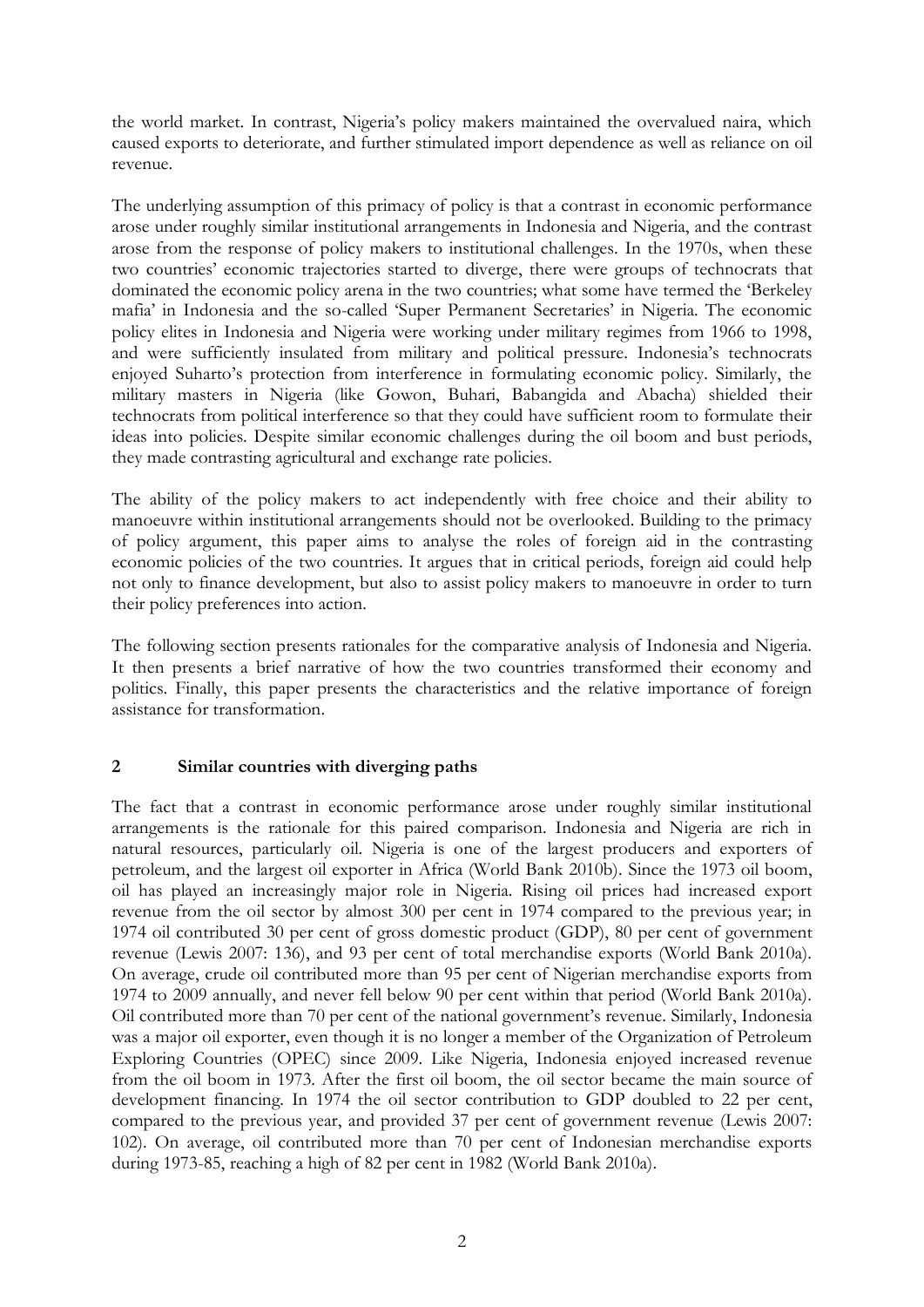the world market. In contrast, Nigeria's policy makers maintained the overvalued naira, which caused exports to deteriorate, and further stimulated import dependence as well as reliance on oil revenue.

The underlying assumption of this primacy of policy is that a contrast in economic performance arose under roughly similar institutional arrangements in Indonesia and Nigeria, and the contrast arose from the response of policy makers to institutional challenges. In the 1970s, when these two countries' economic trajectories started to diverge, there were groups of technocrats that dominated the economic policy arena in the two countries; what some have termed the 'Berkeley mafia' in Indonesia and the so-called 'Super Permanent Secretaries' in Nigeria. The economic policy elites in Indonesia and Nigeria were working under military regimes from 1966 to 1998, and were sufficiently insulated from military and political pressure. Indonesia's technocrats enjoyed Suharto's protection from interference in formulating economic policy. Similarly, the military masters in Nigeria (like Gowon, Buhari, Babangida and Abacha) shielded their technocrats from political interference so that they could have sufficient room to formulate their ideas into policies. Despite similar economic challenges during the oil boom and bust periods, they made contrasting agricultural and exchange rate policies.

The ability of the policy makers to act independently with free choice and their ability to manoeuvre within institutional arrangements should not be overlooked. Building to the primacy of policy argument, this paper aims to analyse the roles of foreign aid in the contrasting economic policies of the two countries. It argues that in critical periods, foreign aid could help not only to finance development, but also to assist policy makers to manoeuvre in order to turn their policy preferences into action.

The following section presents rationales for the comparative analysis of Indonesia and Nigeria. It then presents a brief narrative of how the two countries transformed their economy and politics. Finally, this paper presents the characteristics and the relative importance of foreign assistance for transformation.

## 2 Similar countries with diverging paths

The fact that a contrast in economic performance arose under roughly similar institutional arrangements is the rationale for this paired comparison. Indonesia and Nigeria are rich in natural resources, particularly oil. Nigeria is one of the largest producers and exporters of petroleum, and the largest oil exporter in Africa (World Bank 2010b). Since the 1973 oil boom, oil has played an increasingly major role in Nigeria. Rising oil prices had increased export revenue from the oil sector by almost 300 per cent in 1974 compared to the previous year; in 1974 oil contributed 30 per cent of gross domestic product (GDP), 80 per cent of government revenue (Lewis 2007: 136), and 93 per cent of total merchandise exports (World Bank 2010a). On average, crude oil contributed more than 95 per cent of Nigerian merchandise exports from 1974 to 2009 annually, and never fell below 90 per cent within that period (World Bank 2010a). Oil contributed more than 70 per cent of the national government's revenue. Similarly, Indonesia was a major oil exporter, even though it is no longer a member of the Organization of Petroleum Exploring Countries (OPEC) since 2009. Like Nigeria, Indonesia enjoyed increased revenue from the oil boom in 1973. After the first oil boom, the oil sector became the main source of development financing. In 1974 the oil sector contribution to GDP doubled to 22 per cent, compared to the previous year, and provided 37 per cent of government revenue (Lewis 2007: 102). On average, oil contributed more than 70 per cent of Indonesian merchandise exports during 1973-85, reaching a high of 82 per cent in 1982 (World Bank 2010a).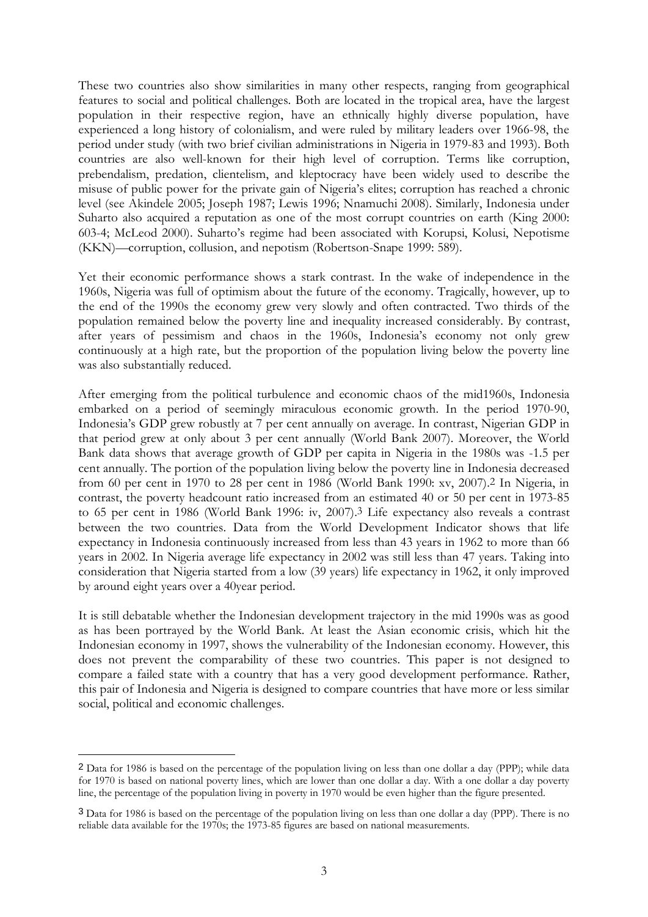These two countries also show similarities in many other respects, ranging from geographical features to social and political challenges. Both are located in the tropical area, have the largest population in their respective region, have an ethnically highly diverse population, have experienced a long history of colonialism, and were ruled by military leaders over 1966-98, the period under study (with two brief civilian administrations in Nigeria in 1979-83 and 1993). Both countries are also well-known for their high level of corruption. Terms like corruption, prebendalism, predation, clientelism, and kleptocracy have been widely used to describe the misuse of public power for the private gain of Nigeria's elites; corruption has reached a chronic level (see Akindele 2005; Joseph 1987; Lewis 1996; Nnamuchi 2008). Similarly, Indonesia under Suharto also acquired a reputation as one of the most corrupt countries on earth (King 2000: 603-4; McLeod 2000). Suharto's regime had been associated with Korupsi, Kolusi, Nepotisme (KKN)—corruption, collusion, and nepotism (Robertson-Snape 1999: 589).

Yet their economic performance shows a stark contrast. In the wake of independence in the 1960s, Nigeria was full of optimism about the future of the economy. Tragically, however, up to the end of the 1990s the economy grew very slowly and often contracted. Two thirds of the population remained below the poverty line and inequality increased considerably. By contrast, after years of pessimism and chaos in the 1960s, Indonesia's economy not only grew continuously at a high rate, but the proportion of the population living below the poverty line was also substantially reduced.

After emerging from the political turbulence and economic chaos of the mid1960s, Indonesia embarked on a period of seemingly miraculous economic growth. In the period 1970-90, Indonesia's GDP grew robustly at 7 per cent annually on average. In contrast, Nigerian GDP in that period grew at only about 3 per cent annually (World Bank 2007). Moreover, the World Bank data shows that average growth of GDP per capita in Nigeria in the 1980s was -1.5 per cent annually. The portion of the population living below the poverty line in Indonesia decreased from 60 per cent in 1970 to 28 per cent in 1986 (World Bank 1990: xv, 2007).[2] In Nigeria, in contrast, the poverty headcount ratio increased from an estimated 40 or 50 per cent in 1973-85 to 65 per cent in 1986 (World Bank 1996: iv, 2007).[3] Life expectancy also reveals a contrast between the two countries. Data from the World Development Indicator shows that life expectancy in Indonesia continuously increased from less than 43 years in 1962 to more than 66 years in 2002. In Nigeria average life expectancy in 2002 was still less than 47 years. Taking into consideration that Nigeria started from a low (39 years) life expectancy in 1962, it only improved by around eight years over a 40year period.

It is still debatable whether the Indonesian development trajectory in the mid 1990s was as good as has been portrayed by the World Bank. At least the Asian economic crisis, which hit the Indonesian economy in 1997, shows the vulnerability of the Indonesian economy. However, this does not prevent the comparability of these two countries. This paper is not designed to compare a failed state with a country that has a very good development performance. Rather, this pair of Indonesia and Nigeria is designed to compare countries that have more or less similar social, political and economic challenges.

---

[2] Data for 1986 is based on the percentage of the population living on less than one dollar a day (PPP); while data for 1970 is based on national poverty lines, which are lower than one dollar a day. With a one dollar a day poverty line, the percentage of the population living in poverty in 1970 would be even higher than the figure presented.

[3] Data for 1986 is based on the percentage of the population living on less than one dollar a day (PPP). There is no reliable data available for the 1970s; the 1973-85 figures are based on national measurements.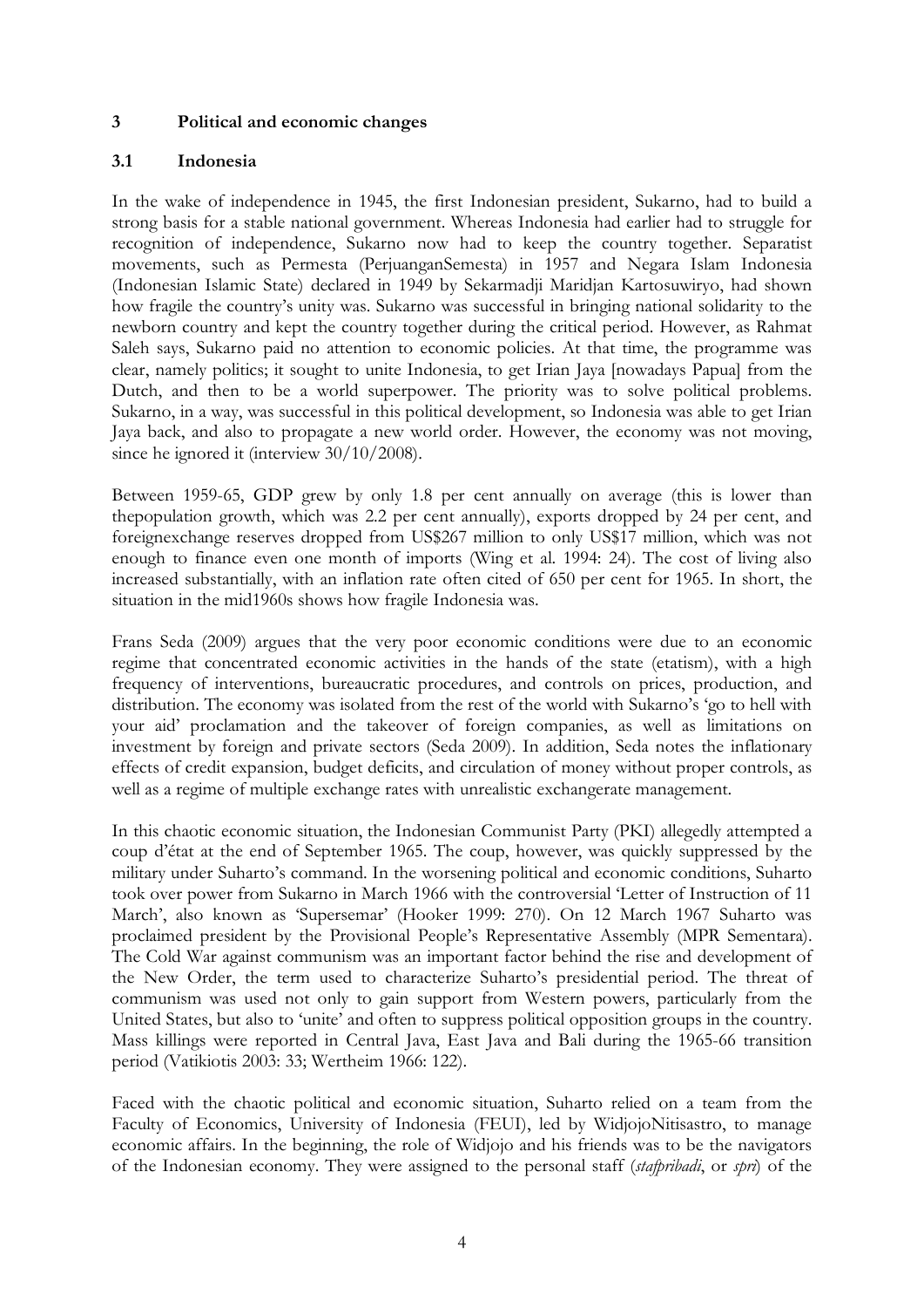## 3 Political and economic changes

### 3.1 Indonesia

In the wake of independence in 1945, the first Indonesian president, Sukarno, had to build a strong basis for a stable national government. Whereas Indonesia had earlier had to struggle for recognition of independence, Sukarno now had to keep the country together. Separatist movements, such as Permesta (PerjuanganSemesta) in 1957 and Negara Islam Indonesia (Indonesian Islamic State) declared in 1949 by Sekarmadji Maridjan Kartosuwiryo, had shown how fragile the country's unity was. Sukarno was successful in bringing national solidarity to the newborn country and kept the country together during the critical period. However, as Rahmat Saleh says, Sukarno paid no attention to economic policies. At that time, the programme was clear, namely politics; it sought to unite Indonesia, to get Irian Jaya [nowadays Papua] from the Dutch, and then to be a world superpower. The priority was to solve political problems. Sukarno, in a way, was successful in this political development, so Indonesia was able to get Irian Jaya back, and also to propagate a new world order. However, the economy was not moving, since he ignored it (interview 30/10/2008).

Between 1959-65, GDP grew by only 1.8 per cent annually on average (this is lower than thepopulation growth, which was 2.2 per cent annually), exports dropped by 24 per cent, and foreignexchange reserves dropped from US$267 million to only US$17 million, which was not enough to finance even one month of imports (Wing et al. 1994: 24). The cost of living also increased substantially, with an inflation rate often cited of 650 per cent for 1965. In short, the situation in the mid1960s shows how fragile Indonesia was.

Frans Seda (2009) argues that the very poor economic conditions were due to an economic regime that concentrated economic activities in the hands of the state (etatism), with a high frequency of interventions, bureaucratic procedures, and controls on prices, production, and distribution. The economy was isolated from the rest of the world with Sukarno's 'go to hell with your aid' proclamation and the takeover of foreign companies, as well as limitations on investment by foreign and private sectors (Seda 2009). In addition, Seda notes the inflationary effects of credit expansion, budget deficits, and circulation of money without proper controls, as well as a regime of multiple exchange rates with unrealistic exchangerate management.

In this chaotic economic situation, the Indonesian Communist Party (PKI) allegedly attempted a coup d'état at the end of September 1965. The coup, however, was quickly suppressed by the military under Suharto's command. In the worsening political and economic conditions, Suharto took over power from Sukarno in March 1966 with the controversial 'Letter of Instruction of 11 March', also known as 'Supersemar' (Hooker 1999: 270). On 12 March 1967 Suharto was proclaimed president by the Provisional People's Representative Assembly (MPR Sementara). The Cold War against communism was an important factor behind the rise and development of the New Order, the term used to characterize Suharto's presidential period. The threat of communism was used not only to gain support from Western powers, particularly from the United States, but also to 'unite' and often to suppress political opposition groups in the country. Mass killings were reported in Central Java, East Java and Bali during the 1965-66 transition period (Vatikiotis 2003: 33; Wertheim 1966: 122).

Faced with the chaotic political and economic situation, Suharto relied on a team from the Faculty of Economics, University of Indonesia (FEUI), led by WidjojoNitisastro, to manage economic affairs. In the beginning, the role of Widjojo and his friends was to be the navigators of the Indonesian economy. They were assigned to the personal staff (*stafpribadi*, or *spri*) of the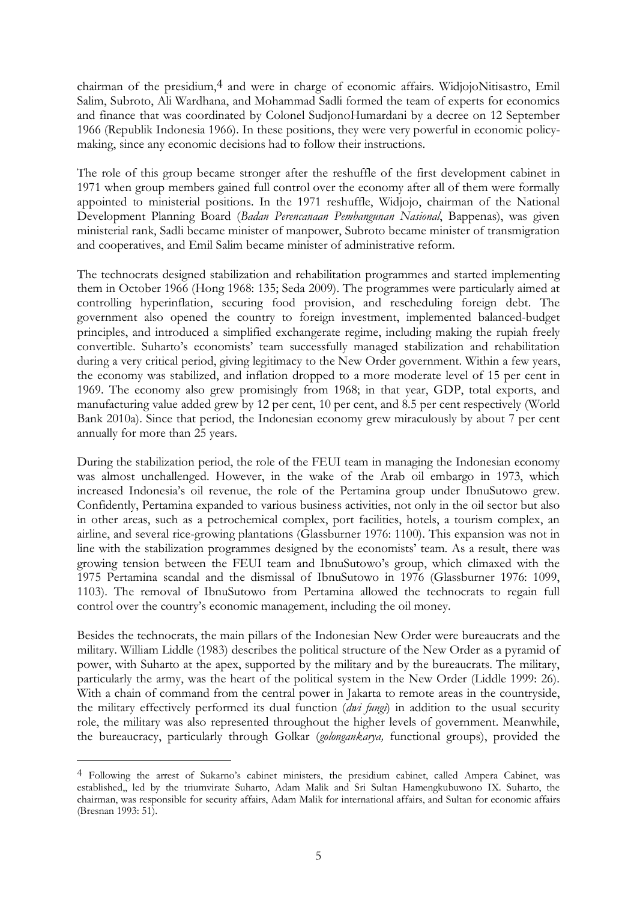chairman of the presidium,[4] and were in charge of economic affairs. WidjojoNitisastro, Emil Salim, Subroto, Ali Wardhana, and Mohammad Sadli formed the team of experts for economics and finance that was coordinated by Colonel SudjonoHumardani by a decree on 12 September 1966 (Republik Indonesia 1966). In these positions, they were very powerful in economic policy-making, since any economic decisions had to follow their instructions.

The role of this group became stronger after the reshuffle of the first development cabinet in 1971 when group members gained full control over the economy after all of them were formally appointed to ministerial positions. In the 1971 reshuffle, Widjojo, chairman of the National Development Planning Board (*Badan Perencanaan Pembangunan Nasional*, Bappenas), was given ministerial rank, Sadli became minister of manpower, Subroto became minister of transmigration and cooperatives, and Emil Salim became minister of administrative reform.

The technocrats designed stabilization and rehabilitation programmes and started implementing them in October 1966 (Hong 1968: 135; Seda 2009). The programmes were particularly aimed at controlling hyperinflation, securing food provision, and rescheduling foreign debt. The government also opened the country to foreign investment, implemented balanced-budget principles, and introduced a simplified exchangerate regime, including making the rupiah freely convertible. Suharto's economists' team successfully managed stabilization and rehabilitation during a very critical period, giving legitimacy to the New Order government. Within a few years, the economy was stabilized, and inflation dropped to a more moderate level of 15 per cent in 1969. The economy also grew promisingly from 1968; in that year, GDP, total exports, and manufacturing value added grew by 12 per cent, 10 per cent, and 8.5 per cent respectively (World Bank 2010a). Since that period, the Indonesian economy grew miraculously by about 7 per cent annually for more than 25 years.

During the stabilization period, the role of the FEUI team in managing the Indonesian economy was almost unchallenged. However, in the wake of the Arab oil embargo in 1973, which increased Indonesia's oil revenue, the role of the Pertamina group under IbnuSutowo grew. Confidently, Pertamina expanded to various business activities, not only in the oil sector but also in other areas, such as a petrochemical complex, port facilities, hotels, a tourism complex, an airline, and several rice-growing plantations (Glassburner 1976: 1100). This expansion was not in line with the stabilization programmes designed by the economists' team. As a result, there was growing tension between the FEUI team and IbnuSutowo's group, which climaxed with the 1975 Pertamina scandal and the dismissal of IbnuSutowo in 1976 (Glassburner 1976: 1099, 1103). The removal of IbnuSutowo from Pertamina allowed the technocrats to regain full control over the country's economic management, including the oil money.

Besides the technocrats, the main pillars of the Indonesian New Order were bureaucrats and the military. William Liddle (1983) describes the political structure of the New Order as a pyramid of power, with Suharto at the apex, supported by the military and by the bureaucrats. The military, particularly the army, was the heart of the political system in the New Order (Liddle 1999: 26). With a chain of command from the central power in Jakarta to remote areas in the countryside, the military effectively performed its dual function (*dwi fungi*) in addition to the usual security role, the military was also represented throughout the higher levels of government. Meanwhile, the bureaucracy, particularly through Golkar (*golongankarya,* functional groups), provided the

---

[4] Following the arrest of Sukarno's cabinet ministers, the presidium cabinet, called Ampera Cabinet, was established,, led by the triumvirate Suharto, Adam Malik and Sri Sultan Hamengkubuwono IX. Suharto, the chairman, was responsible for security affairs, Adam Malik for international affairs, and Sultan for economic affairs (Bresnan 1993: 51).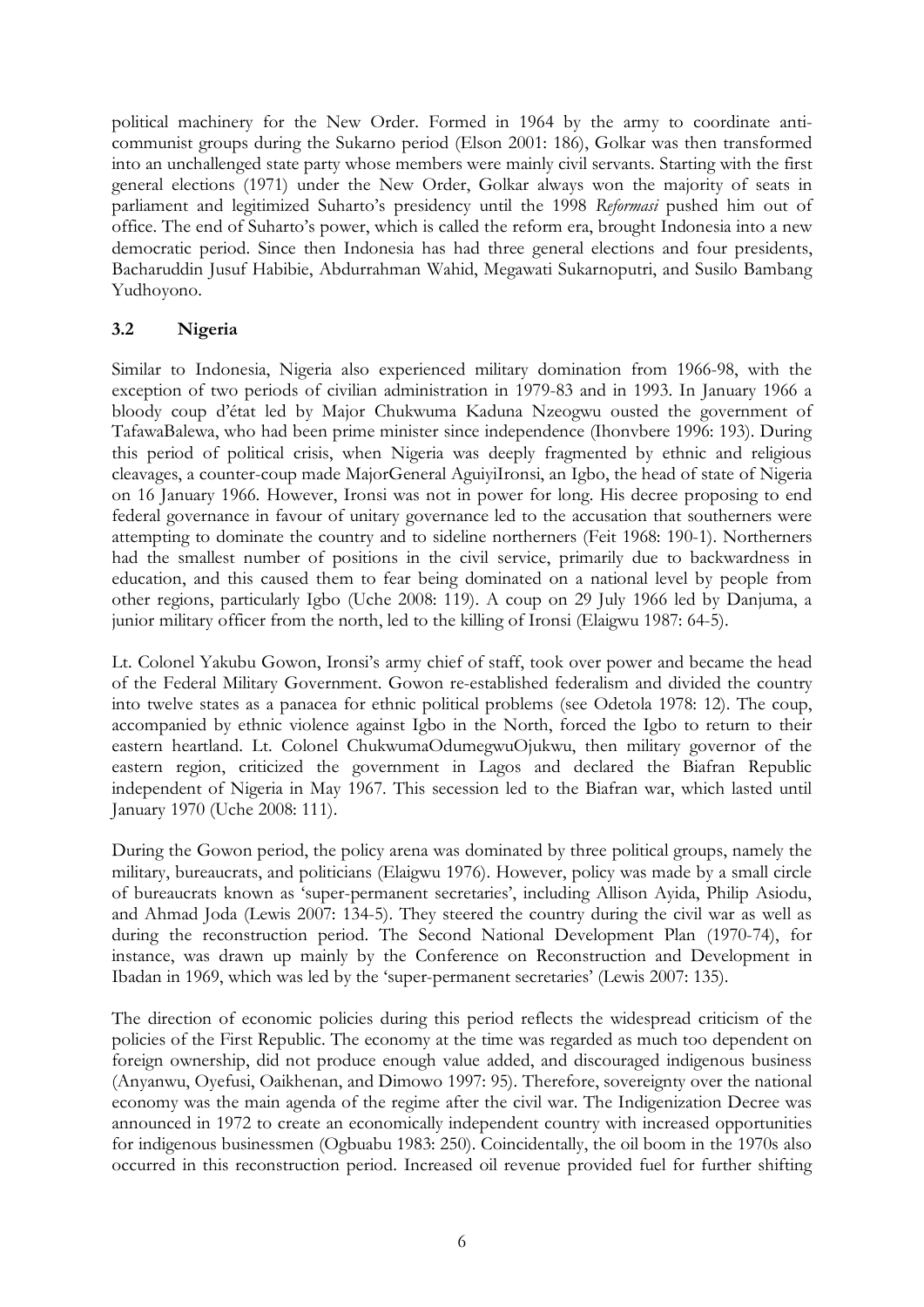political machinery for the New Order. Formed in 1964 by the army to coordinate anti-communist groups during the Sukarno period (Elson 2001: 186), Golkar was then transformed into an unchallenged state party whose members were mainly civil servants. Starting with the first general elections (1971) under the New Order, Golkar always won the majority of seats in parliament and legitimized Suharto's presidency until the 1998 *Reformasi* pushed him out of office. The end of Suharto's power, which is called the reform era, brought Indonesia into a new democratic period. Since then Indonesia has had three general elections and four presidents, Bacharuddin Jusuf Habibie, Abdurrahman Wahid, Megawati Sukarnoputri, and Susilo Bambang Yudhoyono.

### 3.2 Nigeria

Similar to Indonesia, Nigeria also experienced military domination from 1966-98, with the exception of two periods of civilian administration in 1979-83 and in 1993. In January 1966 a bloody coup d'état led by Major Chukwuma Kaduna Nzeogwu ousted the government of TafawaBalewa, who had been prime minister since independence (Ihonvbere 1996: 193). During this period of political crisis, when Nigeria was deeply fragmented by ethnic and religious cleavages, a counter-coup made MajorGeneral AguiyiIronsi, an Igbo, the head of state of Nigeria on 16 January 1966. However, Ironsi was not in power for long. His decree proposing to end federal governance in favour of unitary governance led to the accusation that southerners were attempting to dominate the country and to sideline northerners (Feit 1968: 190-1). Northerners had the smallest number of positions in the civil service, primarily due to backwardness in education, and this caused them to fear being dominated on a national level by people from other regions, particularly Igbo (Uche 2008: 119). A coup on 29 July 1966 led by Danjuma, a junior military officer from the north, led to the killing of Ironsi (Elaigwu 1987: 64-5).

Lt. Colonel Yakubu Gowon, Ironsi's army chief of staff, took over power and became the head of the Federal Military Government. Gowon re-established federalism and divided the country into twelve states as a panacea for ethnic political problems (see Odetola 1978: 12). The coup, accompanied by ethnic violence against Igbo in the North, forced the Igbo to return to their eastern heartland. Lt. Colonel ChukwumaOdumegwuOjukwu, then military governor of the eastern region, criticized the government in Lagos and declared the Biafran Republic independent of Nigeria in May 1967. This secession led to the Biafran war, which lasted until January 1970 (Uche 2008: 111).

During the Gowon period, the policy arena was dominated by three political groups, namely the military, bureaucrats, and politicians (Elaigwu 1976). However, policy was made by a small circle of bureaucrats known as 'super-permanent secretaries', including Allison Ayida, Philip Asiodu, and Ahmad Joda (Lewis 2007: 134-5). They steered the country during the civil war as well as during the reconstruction period. The Second National Development Plan (1970-74), for instance, was drawn up mainly by the Conference on Reconstruction and Development in Ibadan in 1969, which was led by the 'super-permanent secretaries' (Lewis 2007: 135).

The direction of economic policies during this period reflects the widespread criticism of the policies of the First Republic. The economy at the time was regarded as much too dependent on foreign ownership, did not produce enough value added, and discouraged indigenous business (Anyanwu, Oyefusi, Oaikhenan, and Dimowo 1997: 95). Therefore, sovereignty over the national economy was the main agenda of the regime after the civil war. The Indigenization Decree was announced in 1972 to create an economically independent country with increased opportunities for indigenous businessmen (Ogbuabu 1983: 250). Coincidentally, the oil boom in the 1970s also occurred in this reconstruction period. Increased oil revenue provided fuel for further shifting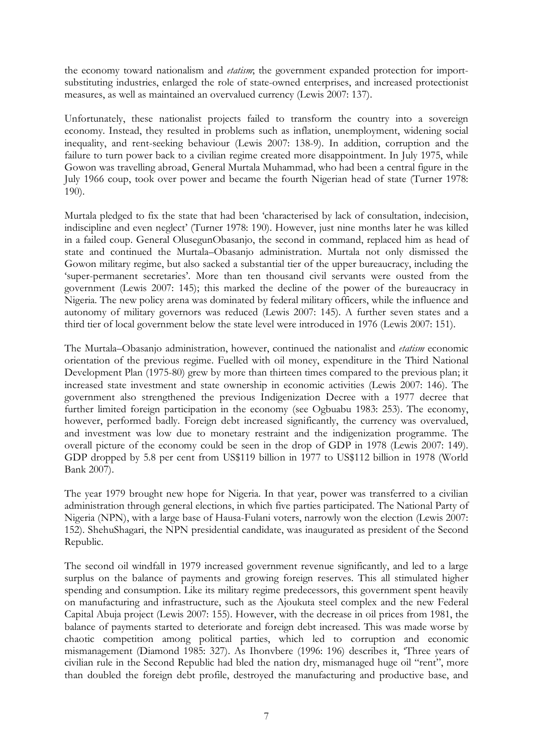the economy toward nationalism and *etatism*; the government expanded protection for import-substituting industries, enlarged the role of state-owned enterprises, and increased protectionist measures, as well as maintained an overvalued currency (Lewis 2007: 137).

Unfortunately, these nationalist projects failed to transform the country into a sovereign economy. Instead, they resulted in problems such as inflation, unemployment, widening social inequality, and rent-seeking behaviour (Lewis 2007: 138-9). In addition, corruption and the failure to turn power back to a civilian regime created more disappointment. In July 1975, while Gowon was travelling abroad, General Murtala Muhammad, who had been a central figure in the July 1966 coup, took over power and became the fourth Nigerian head of state (Turner 1978: 190).

Murtala pledged to fix the state that had been 'characterised by lack of consultation, indecision, indiscipline and even neglect' (Turner 1978: 190). However, just nine months later he was killed in a failed coup. General OlusegunObasanjo, the second in command, replaced him as head of state and continued the Murtala–Obasanjo administration. Murtala not only dismissed the Gowon military regime, but also sacked a substantial tier of the upper bureaucracy, including the 'super-permanent secretaries'. More than ten thousand civil servants were ousted from the government (Lewis 2007: 145); this marked the decline of the power of the bureaucracy in Nigeria. The new policy arena was dominated by federal military officers, while the influence and autonomy of military governors was reduced (Lewis 2007: 145). A further seven states and a third tier of local government below the state level were introduced in 1976 (Lewis 2007: 151).

The Murtala–Obasanjo administration, however, continued the nationalist and *etatism* economic orientation of the previous regime. Fuelled with oil money, expenditure in the Third National Development Plan (1975-80) grew by more than thirteen times compared to the previous plan; it increased state investment and state ownership in economic activities (Lewis 2007: 146). The government also strengthened the previous Indigenization Decree with a 1977 decree that further limited foreign participation in the economy (see Ogbuabu 1983: 253). The economy, however, performed badly. Foreign debt increased significantly, the currency was overvalued, and investment was low due to monetary restraint and the indigenization programme. The overall picture of the economy could be seen in the drop of GDP in 1978 (Lewis 2007: 149). GDP dropped by 5.8 per cent from US$119 billion in 1977 to US$112 billion in 1978 (World Bank 2007).

The year 1979 brought new hope for Nigeria. In that year, power was transferred to a civilian administration through general elections, in which five parties participated. The National Party of Nigeria (NPN), with a large base of Hausa-Fulani voters, narrowly won the election (Lewis 2007: 152). ShehuShagari, the NPN presidential candidate, was inaugurated as president of the Second Republic.

The second oil windfall in 1979 increased government revenue significantly, and led to a large surplus on the balance of payments and growing foreign reserves. This all stimulated higher spending and consumption. Like its military regime predecessors, this government spent heavily on manufacturing and infrastructure, such as the Ajoukuta steel complex and the new Federal Capital Abuja project (Lewis 2007: 155). However, with the decrease in oil prices from 1981, the balance of payments started to deteriorate and foreign debt increased. This was made worse by chaotic competition among political parties, which led to corruption and economic mismanagement (Diamond 1985: 327). As Ihonvbere (1996: 196) describes it, 'Three years of civilian rule in the Second Republic had bled the nation dry, mismanaged huge oil "rent", more than doubled the foreign debt profile, destroyed the manufacturing and productive base, and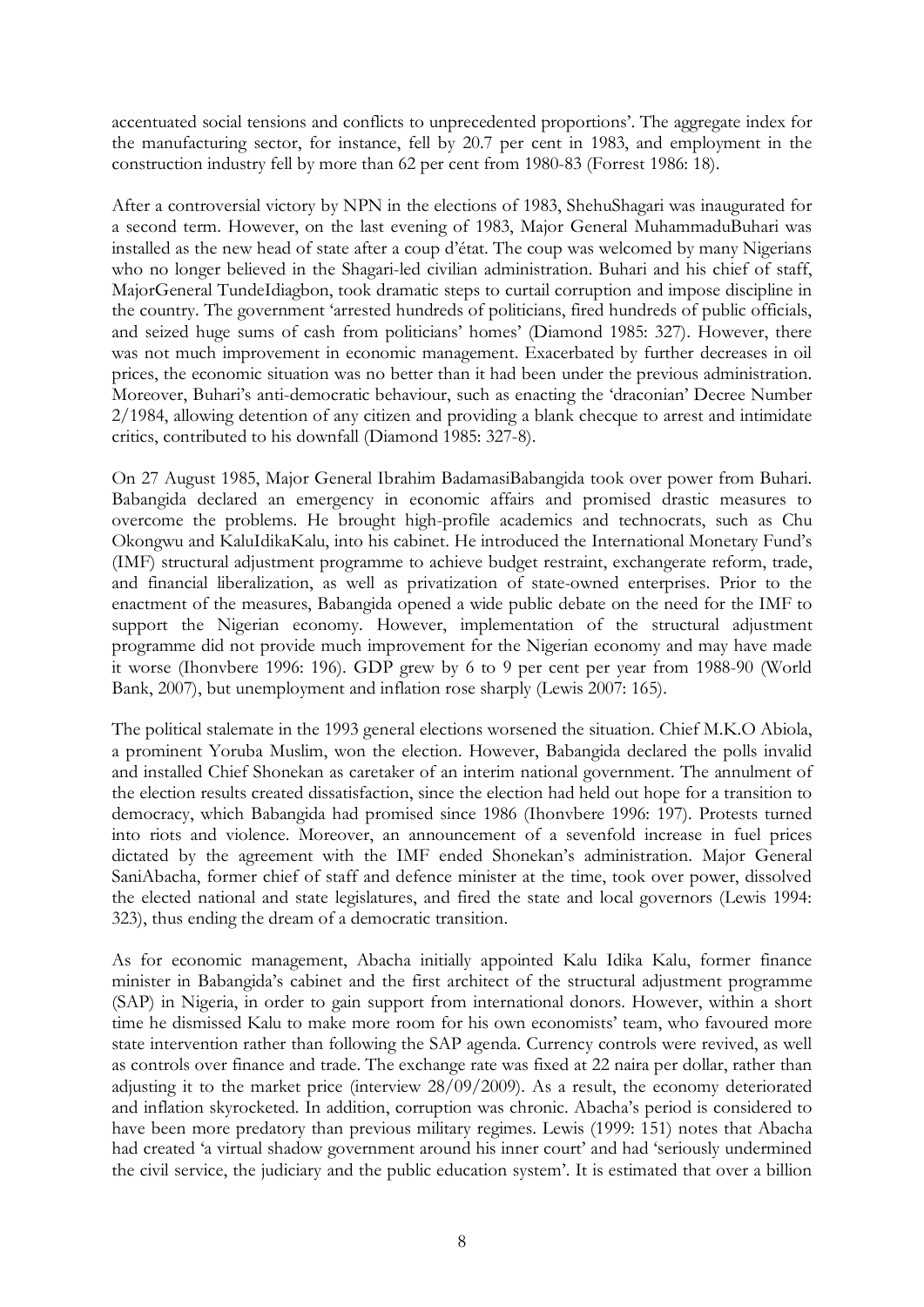accentuated social tensions and conflicts to unprecedented proportions'. The aggregate index for the manufacturing sector, for instance, fell by 20.7 per cent in 1983, and employment in the construction industry fell by more than 62 per cent from 1980-83 (Forrest 1986: 18).

After a controversial victory by NPN in the elections of 1983, ShehuShagari was inaugurated for a second term. However, on the last evening of 1983, Major General MuhammaduBuhari was installed as the new head of state after a coup d'état. The coup was welcomed by many Nigerians who no longer believed in the Shagari-led civilian administration. Buhari and his chief of staff, MajorGeneral TundeIdiagbon, took dramatic steps to curtail corruption and impose discipline in the country. The government 'arrested hundreds of politicians, fired hundreds of public officials, and seized huge sums of cash from politicians' homes' (Diamond 1985: 327). However, there was not much improvement in economic management. Exacerbated by further decreases in oil prices, the economic situation was no better than it had been under the previous administration. Moreover, Buhari's anti-democratic behaviour, such as enacting the 'draconian' Decree Number 2/1984, allowing detention of any citizen and providing a blank checque to arrest and intimidate critics, contributed to his downfall (Diamond 1985: 327-8).

On 27 August 1985, Major General Ibrahim BadamasiBabangida took over power from Buhari. Babangida declared an emergency in economic affairs and promised drastic measures to overcome the problems. He brought high-profile academics and technocrats, such as Chu Okongwu and KaluIdikaKalu, into his cabinet. He introduced the International Monetary Fund's (IMF) structural adjustment programme to achieve budget restraint, exchangerate reform, trade, and financial liberalization, as well as privatization of state-owned enterprises. Prior to the enactment of the measures, Babangida opened a wide public debate on the need for the IMF to support the Nigerian economy. However, implementation of the structural adjustment programme did not provide much improvement for the Nigerian economy and may have made it worse (Ihonvbere 1996: 196). GDP grew by 6 to 9 per cent per year from 1988-90 (World Bank, 2007), but unemployment and inflation rose sharply (Lewis 2007: 165).

The political stalemate in the 1993 general elections worsened the situation. Chief M.K.O Abiola, a prominent Yoruba Muslim, won the election. However, Babangida declared the polls invalid and installed Chief Shonekan as caretaker of an interim national government. The annulment of the election results created dissatisfaction, since the election had held out hope for a transition to democracy, which Babangida had promised since 1986 (Ihonvbere 1996: 197). Protests turned into riots and violence. Moreover, an announcement of a sevenfold increase in fuel prices dictated by the agreement with the IMF ended Shonekan's administration. Major General SaniAbacha, former chief of staff and defence minister at the time, took over power, dissolved the elected national and state legislatures, and fired the state and local governors (Lewis 1994: 323), thus ending the dream of a democratic transition.

As for economic management, Abacha initially appointed Kalu Idika Kalu, former finance minister in Babangida's cabinet and the first architect of the structural adjustment programme (SAP) in Nigeria, in order to gain support from international donors. However, within a short time he dismissed Kalu to make more room for his own economists' team, who favoured more state intervention rather than following the SAP agenda. Currency controls were revived, as well as controls over finance and trade. The exchange rate was fixed at 22 naira per dollar, rather than adjusting it to the market price (interview 28/09/2009). As a result, the economy deteriorated and inflation skyrocketed. In addition, corruption was chronic. Abacha's period is considered to have been more predatory than previous military regimes. Lewis (1999: 151) notes that Abacha had created 'a virtual shadow government around his inner court' and had 'seriously undermined the civil service, the judiciary and the public education system'. It is estimated that over a billion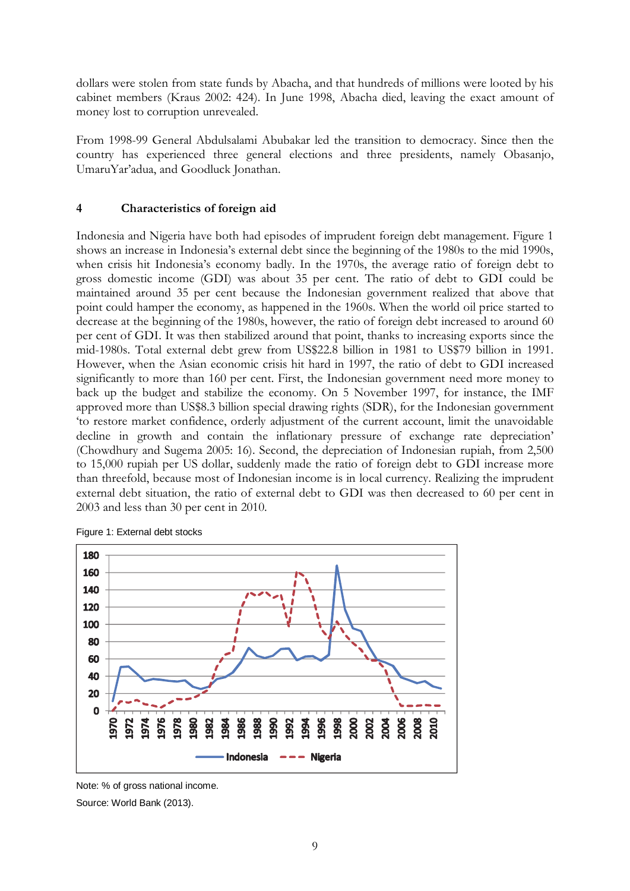dollars were stolen from state funds by Abacha, and that hundreds of millions were looted by his cabinet members (Kraus 2002: 424). In June 1998, Abacha died, leaving the exact amount of money lost to corruption unrevealed.

From 1998-99 General Abdulsalami Abubakar led the transition to democracy. Since then the country has experienced three general elections and three presidents, namely Obasanjo, UmaruYar'adua, and Goodluck Jonathan.

## 4 Characteristics of foreign aid

Indonesia and Nigeria have both had episodes of imprudent foreign debt management. Figure 1 shows an increase in Indonesia's external debt since the beginning of the 1980s to the mid 1990s, when crisis hit Indonesia's economy badly. In the 1970s, the average ratio of foreign debt to gross domestic income (GDI) was about 35 per cent. The ratio of debt to GDI could be maintained around 35 per cent because the Indonesian government realized that above that point could hamper the economy, as happened in the 1960s. When the world oil price started to decrease at the beginning of the 1980s, however, the ratio of foreign debt increased to around 60 per cent of GDI. It was then stabilized around that point, thanks to increasing exports since the mid-1980s. Total external debt grew from US$22.8 billion in 1981 to US$79 billion in 1991. However, when the Asian economic crisis hit hard in 1997, the ratio of debt to GDI increased significantly to more than 160 per cent. First, the Indonesian government need more money to back up the budget and stabilize the economy. On 5 November 1997, for instance, the IMF approved more than US$8.3 billion special drawing rights (SDR), for the Indonesian government 'to restore market confidence, orderly adjustment of the current account, limit the unavoidable decline in growth and contain the inflationary pressure of exchange rate depreciation' (Chowdhury and Sugema 2005: 16). Second, the depreciation of Indonesian rupiah, from 2,500 to 15,000 rupiah per US dollar, suddenly made the ratio of foreign debt to GDI increase more than threefold, because most of Indonesian income is in local currency. Realizing the imprudent external debt situation, the ratio of external debt to GDI was then decreased to 60 per cent in 2003 and less than 30 per cent in 2010.

Figure 1: External debt stocks

Note: % of gross national income.

Source: World Bank (2013).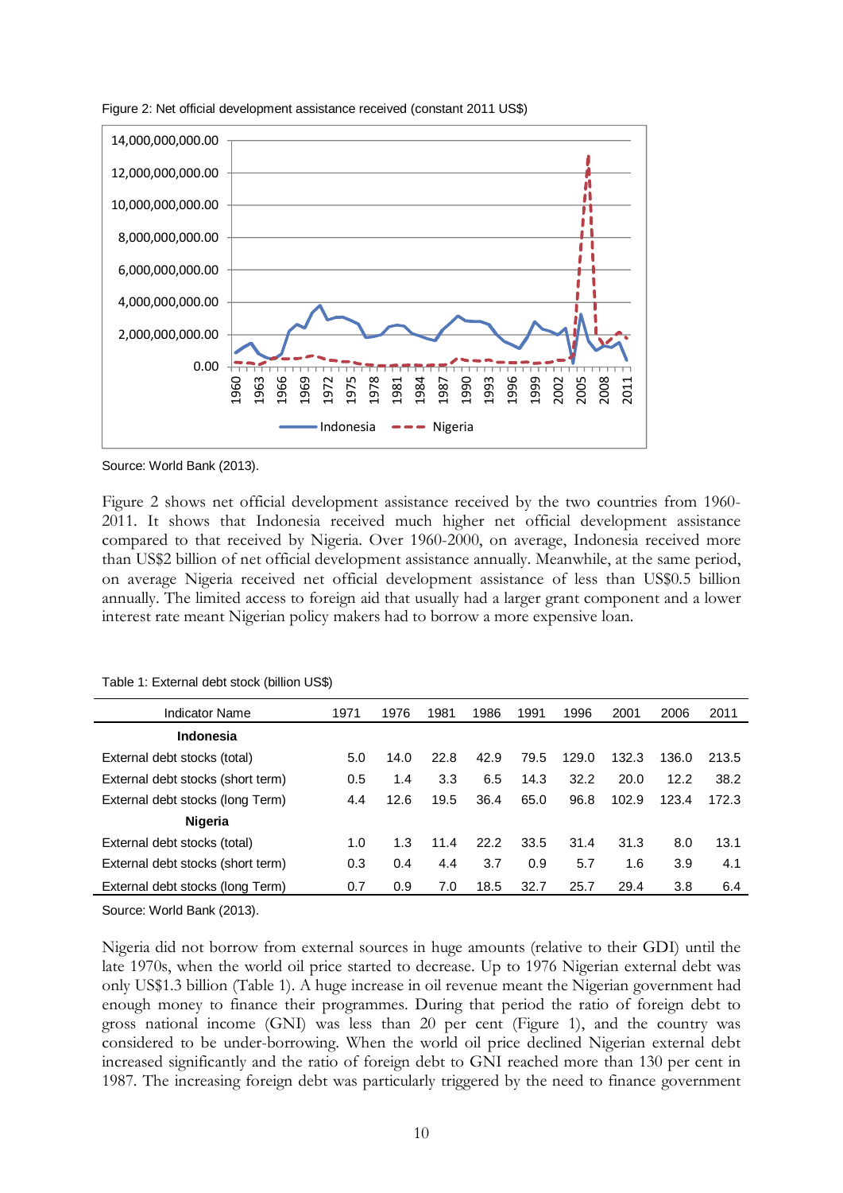Figure 2: Net official development assistance received (constant 2011 US$)

Source: World Bank (2013).

Figure 2 shows net official development assistance received by the two countries from 1960-2011. It shows that Indonesia received much higher net official development assistance compared to that received by Nigeria. Over 1960-2000, on average, Indonesia received more than US$2 billion of net official development assistance annually. Meanwhile, at the same period, on average Nigeria received net official development assistance of less than US$0.5 billion annually. The limited access to foreign aid that usually had a larger grant component and a lower interest rate meant Nigerian policy makers had to borrow a more expensive loan.

Table 1: External debt stock (billion US$)

| Indicator Name | 1971 | 1976 | 1981 | 1986 | 1991 | 1996 | 2001 | 2006 | 2011 |
|---|---|---|---|---|---|---|---|---|---|
| **Indonesia** | | | | | | | | | |
| External debt stocks (total) | 5.0 | 14.0 | 22.8 | 42.9 | 79.5 | 129.0 | 132.3 | 136.0 | 213.5 |
| External debt stocks (short term) | 0.5 | 1.4 | 3.3 | 6.5 | 14.3 | 32.2 | 20.0 | 12.2 | 38.2 |
| External debt stocks (long Term) | 4.4 | 12.6 | 19.5 | 36.4 | 65.0 | 96.8 | 102.9 | 123.4 | 172.3 |
| **Nigeria** | | | | | | | | | |
| External debt stocks (total) | 1.0 | 1.3 | 11.4 | 22.2 | 33.5 | 31.4 | 31.3 | 8.0 | 13.1 |
| External debt stocks (short term) | 0.3 | 0.4 | 4.4 | 3.7 | 0.9 | 5.7 | 1.6 | 3.9 | 4.1 |
| External debt stocks (long Term) | 0.7 | 0.9 | 7.0 | 18.5 | 32.7 | 25.7 | 29.4 | 3.8 | 6.4 |

Source: World Bank (2013).

Nigeria did not borrow from external sources in huge amounts (relative to their GDI) until the late 1970s, when the world oil price started to decrease. Up to 1976 Nigerian external debt was only US$1.3 billion (Table 1). A huge increase in oil revenue meant the Nigerian government had enough money to finance their programmes. During that period the ratio of foreign debt to gross national income (GNI) was less than 20 per cent (Figure 1), and the country was considered to be under-borrowing. When the world oil price declined Nigerian external debt increased significantly and the ratio of foreign debt to GNI reached more than 130 per cent in 1987. The increasing foreign debt was particularly triggered by the need to finance government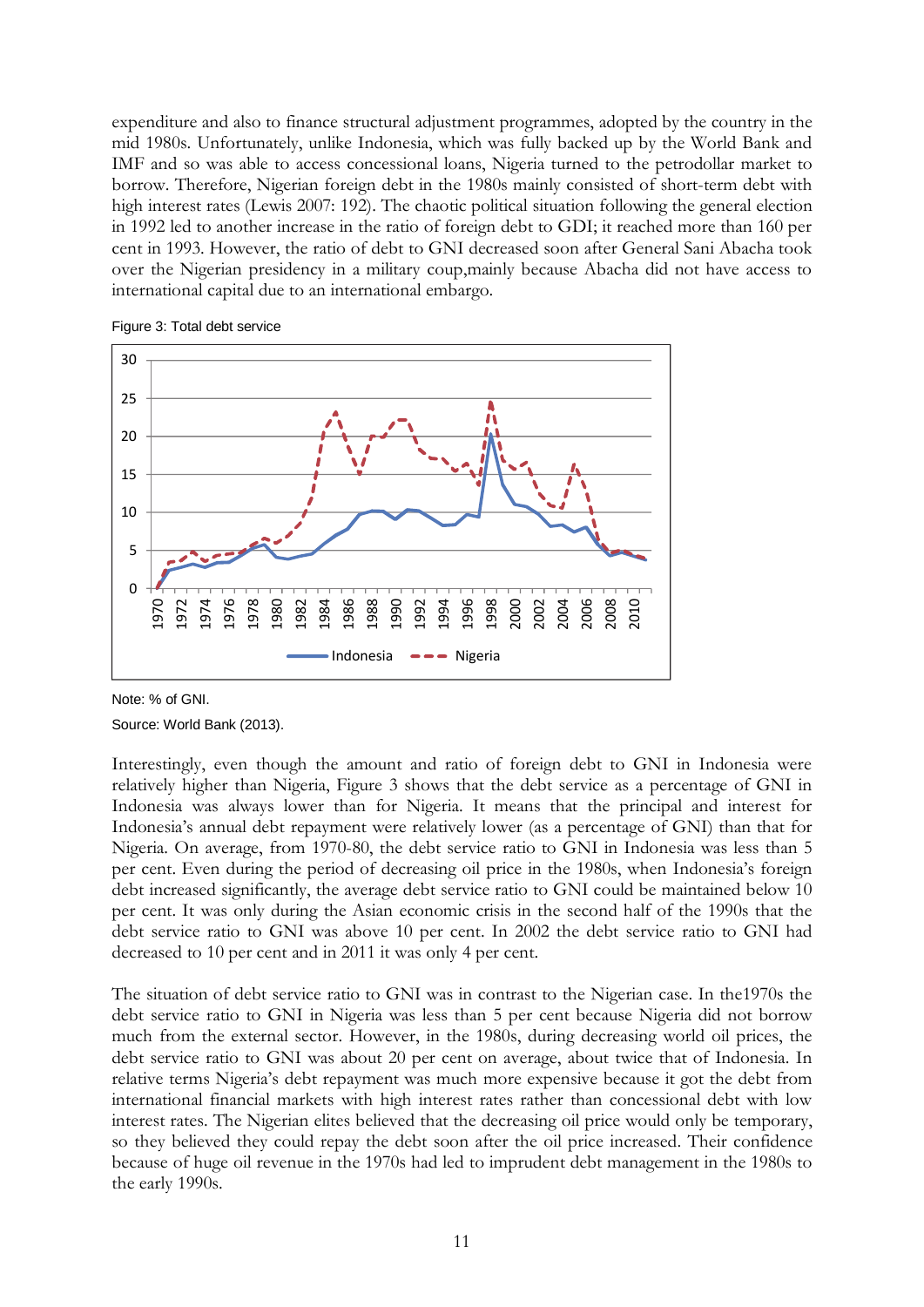expenditure and also to finance structural adjustment programmes, adopted by the country in the mid 1980s. Unfortunately, unlike Indonesia, which was fully backed up by the World Bank and IMF and so was able to access concessional loans, Nigeria turned to the petrodollar market to borrow. Therefore, Nigerian foreign debt in the 1980s mainly consisted of short-term debt with high interest rates (Lewis 2007: 192). The chaotic political situation following the general election in 1992 led to another increase in the ratio of foreign debt to GDI; it reached more than 160 per cent in 1993. However, the ratio of debt to GNI decreased soon after General Sani Abacha took over the Nigerian presidency in a military coup,mainly because Abacha did not have access to international capital due to an international embargo.

Figure 3: Total debt service

Note: % of GNI.

Source: World Bank (2013).

Interestingly, even though the amount and ratio of foreign debt to GNI in Indonesia were relatively higher than Nigeria, Figure 3 shows that the debt service as a percentage of GNI in Indonesia was always lower than for Nigeria. It means that the principal and interest for Indonesia's annual debt repayment were relatively lower (as a percentage of GNI) than that for Nigeria. On average, from 1970-80, the debt service ratio to GNI in Indonesia was less than 5 per cent. Even during the period of decreasing oil price in the 1980s, when Indonesia's foreign debt increased significantly, the average debt service ratio to GNI could be maintained below 10 per cent. It was only during the Asian economic crisis in the second half of the 1990s that the debt service ratio to GNI was above 10 per cent. In 2002 the debt service ratio to GNI had decreased to 10 per cent and in 2011 it was only 4 per cent.

The situation of debt service ratio to GNI was in contrast to the Nigerian case. In the1970s the debt service ratio to GNI in Nigeria was less than 5 per cent because Nigeria did not borrow much from the external sector. However, in the 1980s, during decreasing world oil prices, the debt service ratio to GNI was about 20 per cent on average, about twice that of Indonesia. In relative terms Nigeria's debt repayment was much more expensive because it got the debt from international financial markets with high interest rates rather than concessional debt with low interest rates. The Nigerian elites believed that the decreasing oil price would only be temporary, so they believed they could repay the debt soon after the oil price increased. Their confidence because of huge oil revenue in the 1970s had led to imprudent debt management in the 1980s to the early 1990s.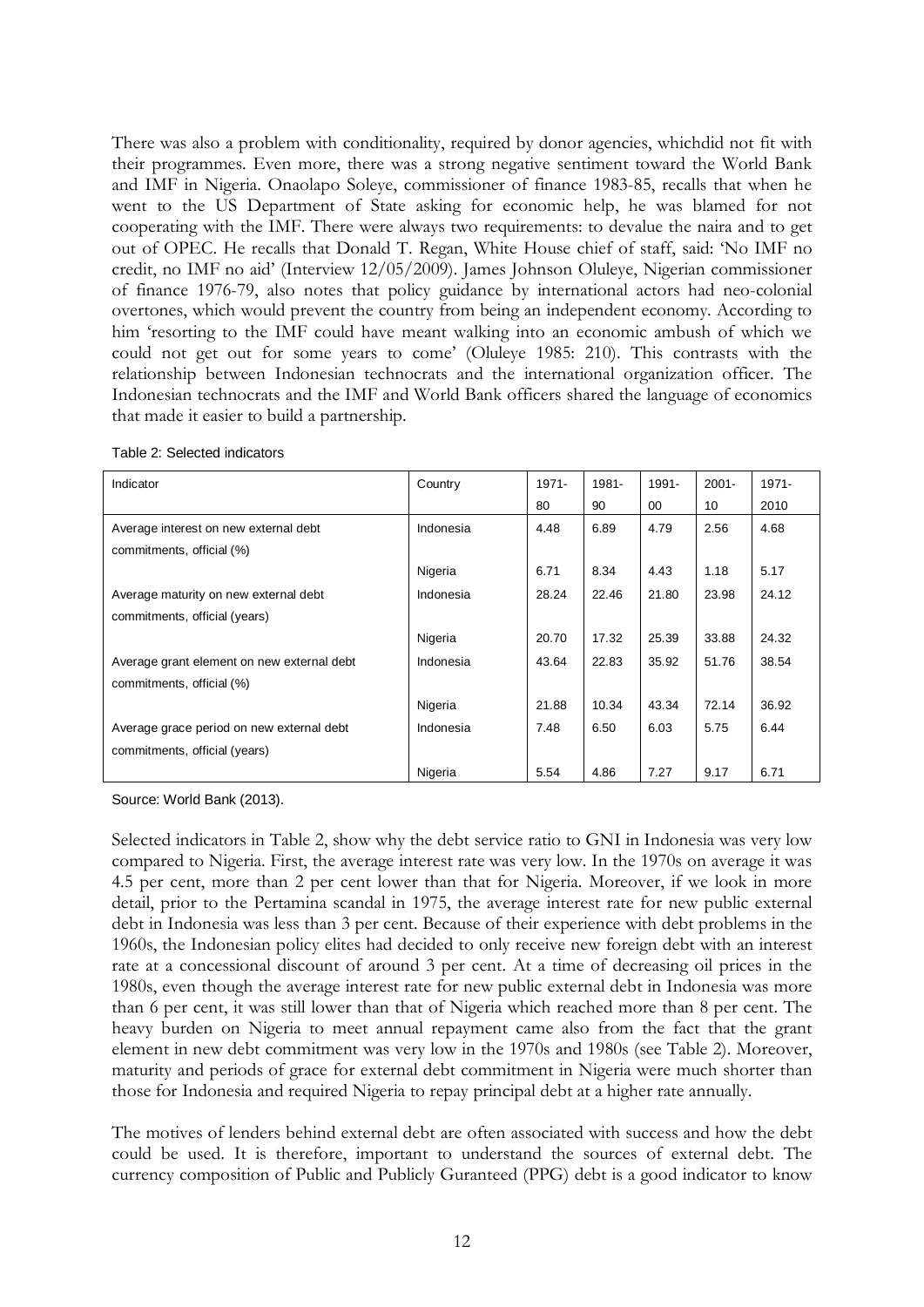There was also a problem with conditionality, required by donor agencies, whichdid not fit with their programmes. Even more, there was a strong negative sentiment toward the World Bank and IMF in Nigeria. Onaolapo Soleye, commissioner of finance 1983-85, recalls that when he went to the US Department of State asking for economic help, he was blamed for not cooperating with the IMF. There were always two requirements: to devalue the naira and to get out of OPEC. He recalls that Donald T. Regan, White House chief of staff, said: 'No IMF no credit, no IMF no aid' (Interview 12/05/2009). James Johnson Oluleye, Nigerian commissioner of finance 1976-79, also notes that policy guidance by international actors had neo-colonial overtones, which would prevent the country from being an independent economy. According to him 'resorting to the IMF could have meant walking into an economic ambush of which we could not get out for some years to come' (Oluleye 1985: 210). This contrasts with the relationship between Indonesian technocrats and the international organization officer. The Indonesian technocrats and the IMF and World Bank officers shared the language of economics that made it easier to build a partnership.

Table 2: Selected indicators

| Indicator | Country | 1971-80 | 1981-90 | 1991-00 | 2001-10 | 1971-2010 |
|---|---|---|---|---|---|---|
| Average interest on new external debt commitments, official (%) | Indonesia | 4.48 | 6.89 | 4.79 | 2.56 | 4.68 |
| | Nigeria | 6.71 | 8.34 | 4.43 | 1.18 | 5.17 |
| Average maturity on new external debt commitments, official (years) | Indonesia | 28.24 | 22.46 | 21.80 | 23.98 | 24.12 |
| | Nigeria | 20.70 | 17.32 | 25.39 | 33.88 | 24.32 |
| Average grant element on new external debt commitments, official (%) | Indonesia | 43.64 | 22.83 | 35.92 | 51.76 | 38.54 |
| | Nigeria | 21.88 | 10.34 | 43.34 | 72.14 | 36.92 |
| Average grace period on new external debt commitments, official (years) | Indonesia | 7.48 | 6.50 | 6.03 | 5.75 | 6.44 |
| | Nigeria | 5.54 | 4.86 | 7.27 | 9.17 | 6.71 |

Source: World Bank (2013).

Selected indicators in Table 2, show why the debt service ratio to GNI in Indonesia was very low compared to Nigeria. First, the average interest rate was very low. In the 1970s on average it was 4.5 per cent, more than 2 per cent lower than that for Nigeria. Moreover, if we look in more detail, prior to the Pertamina scandal in 1975, the average interest rate for new public external debt in Indonesia was less than 3 per cent. Because of their experience with debt problems in the 1960s, the Indonesian policy elites had decided to only receive new foreign debt with an interest rate at a concessional discount of around 3 per cent. At a time of decreasing oil prices in the 1980s, even though the average interest rate for new public external debt in Indonesia was more than 6 per cent, it was still lower than that of Nigeria which reached more than 8 per cent. The heavy burden on Nigeria to meet annual repayment came also from the fact that the grant element in new debt commitment was very low in the 1970s and 1980s (see Table 2). Moreover, maturity and periods of grace for external debt commitment in Nigeria were much shorter than those for Indonesia and required Nigeria to repay principal debt at a higher rate annually.

The motives of lenders behind external debt are often associated with success and how the debt could be used. It is therefore, important to understand the sources of external debt. The currency composition of Public and Publicly Guranteed (PPG) debt is a good indicator to know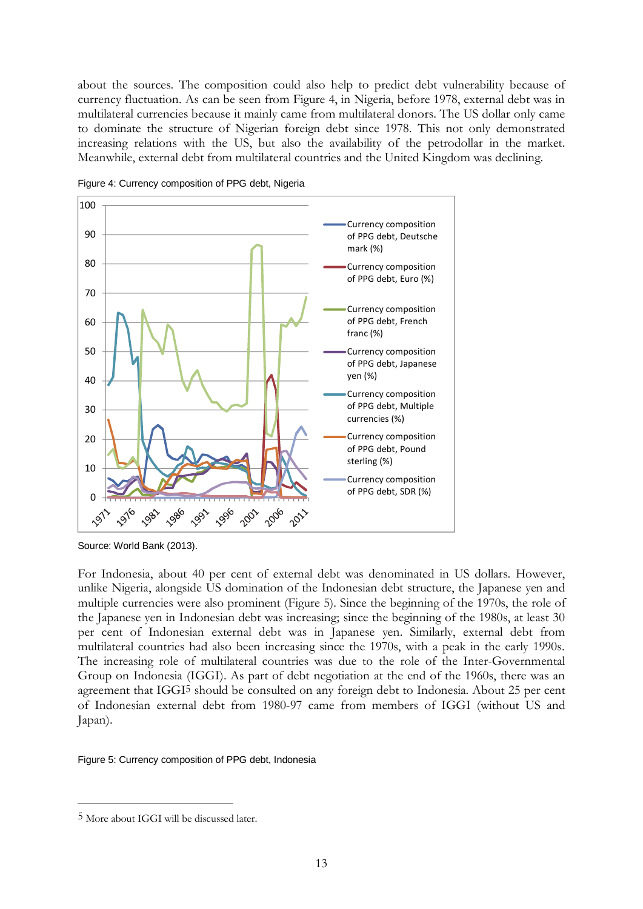about the sources. The composition could also help to predict debt vulnerability because of currency fluctuation. As can be seen from Figure 4, in Nigeria, before 1978, external debt was in multilateral currencies because it mainly came from multilateral donors. The US dollar only came to dominate the structure of Nigerian foreign debt since 1978. This not only demonstrated increasing relations with the US, but also the availability of the petrodollar in the market. Meanwhile, external debt from multilateral countries and the United Kingdom was declining.

Figure 4: Currency composition of PPG debt, Nigeria

Source: World Bank (2013).

For Indonesia, about 40 per cent of external debt was denominated in US dollars. However, unlike Nigeria, alongside US domination of the Indonesian debt structure, the Japanese yen and multiple currencies were also prominent (Figure 5). Since the beginning of the 1970s, the role of the Japanese yen in Indonesian debt was increasing; since the beginning of the 1980s, at least 30 per cent of Indonesian external debt was in Japanese yen. Similarly, external debt from multilateral countries had also been increasing since the 1970s, with a peak in the early 1990s. The increasing role of multilateral countries was due to the role of the Inter-Governmental Group on Indonesia (IGGI). As part of debt negotiation at the end of the 1960s, there was an agreement that IGGI[5] should be consulted on any foreign debt to Indonesia. About 25 per cent of Indonesian external debt from 1980-97 came from members of IGGI (without US and Japan).

Figure 5: Currency composition of PPG debt, Indonesia

[5] More about IGGI will be discussed later.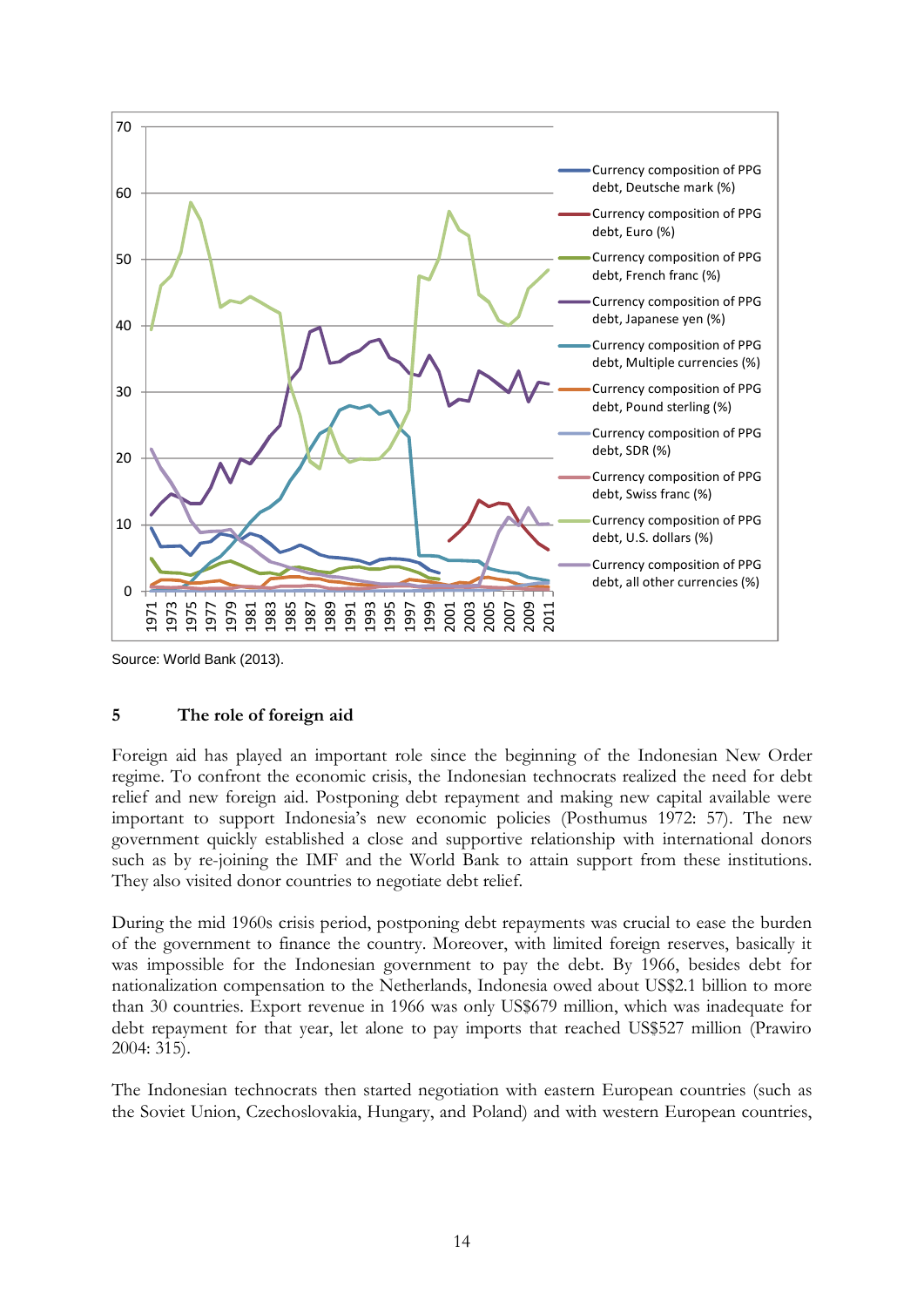Source: World Bank (2013).

## 5 The role of foreign aid

Foreign aid has played an important role since the beginning of the Indonesian New Order regime. To confront the economic crisis, the Indonesian technocrats realized the need for debt relief and new foreign aid. Postponing debt repayment and making new capital available were important to support Indonesia's new economic policies (Posthumus 1972: 57). The new government quickly established a close and supportive relationship with international donors such as by re-joining the IMF and the World Bank to attain support from these institutions. They also visited donor countries to negotiate debt relief.

During the mid 1960s crisis period, postponing debt repayments was crucial to ease the burden of the government to finance the country. Moreover, with limited foreign reserves, basically it was impossible for the Indonesian government to pay the debt. By 1966, besides debt for nationalization compensation to the Netherlands, Indonesia owed about US$2.1 billion to more than 30 countries. Export revenue in 1966 was only US$679 million, which was inadequate for debt repayment for that year, let alone to pay imports that reached US$527 million (Prawiro 2004: 315).

The Indonesian technocrats then started negotiation with eastern European countries (such as the Soviet Union, Czechoslovakia, Hungary, and Poland) and with western European countries,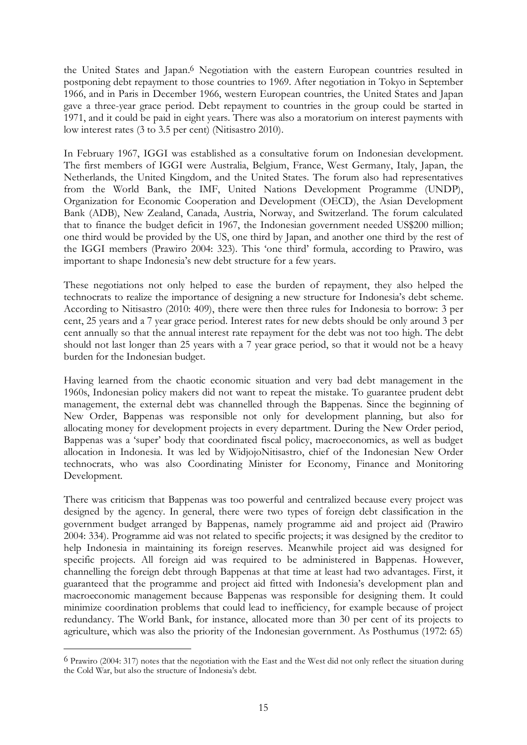the United States and Japan.[6] Negotiation with the eastern European countries resulted in postponing debt repayment to those countries to 1969. After negotiation in Tokyo in September 1966, and in Paris in December 1966, western European countries, the United States and Japan gave a three-year grace period. Debt repayment to countries in the group could be started in 1971, and it could be paid in eight years. There was also a moratorium on interest payments with low interest rates (3 to 3.5 per cent) (Nitisastro 2010).

In February 1967, IGGI was established as a consultative forum on Indonesian development. The first members of IGGI were Australia, Belgium, France, West Germany, Italy, Japan, the Netherlands, the United Kingdom, and the United States. The forum also had representatives from the World Bank, the IMF, United Nations Development Programme (UNDP), Organization for Economic Cooperation and Development (OECD), the Asian Development Bank (ADB), New Zealand, Canada, Austria, Norway, and Switzerland. The forum calculated that to finance the budget deficit in 1967, the Indonesian government needed US$200 million; one third would be provided by the US, one third by Japan, and another one third by the rest of the IGGI members (Prawiro 2004: 323). This 'one third' formula, according to Prawiro, was important to shape Indonesia's new debt structure for a few years.

These negotiations not only helped to ease the burden of repayment, they also helped the technocrats to realize the importance of designing a new structure for Indonesia's debt scheme. According to Nitisastro (2010: 409), there were then three rules for Indonesia to borrow: 3 per cent, 25 years and a 7 year grace period. Interest rates for new debts should be only around 3 per cent annually so that the annual interest rate repayment for the debt was not too high. The debt should not last longer than 25 years with a 7 year grace period, so that it would not be a heavy burden for the Indonesian budget.

Having learned from the chaotic economic situation and very bad debt management in the 1960s, Indonesian policy makers did not want to repeat the mistake. To guarantee prudent debt management, the external debt was channelled through the Bappenas. Since the beginning of New Order, Bappenas was responsible not only for development planning, but also for allocating money for development projects in every department. During the New Order period, Bappenas was a 'super' body that coordinated fiscal policy, macroeconomics, as well as budget allocation in Indonesia. It was led by WidjojoNitisastro, chief of the Indonesian New Order technocrats, who was also Coordinating Minister for Economy, Finance and Monitoring Development.

There was criticism that Bappenas was too powerful and centralized because every project was designed by the agency. In general, there were two types of foreign debt classification in the government budget arranged by Bappenas, namely programme aid and project aid (Prawiro 2004: 334). Programme aid was not related to specific projects; it was designed by the creditor to help Indonesia in maintaining its foreign reserves. Meanwhile project aid was designed for specific projects. All foreign aid was required to be administered in Bappenas. However, channelling the foreign debt through Bappenas at that time at least had two advantages. First, it guaranteed that the programme and project aid fitted with Indonesia's development plan and macroeconomic management because Bappenas was responsible for designing them. It could minimize coordination problems that could lead to inefficiency, for example because of project redundancy. The World Bank, for instance, allocated more than 30 per cent of its projects to agriculture, which was also the priority of the Indonesian government. As Posthumus (1972: 65)

[6] Prawiro (2004: 317) notes that the negotiation with the East and the West did not only reflect the situation during the Cold War, but also the structure of Indonesia's debt.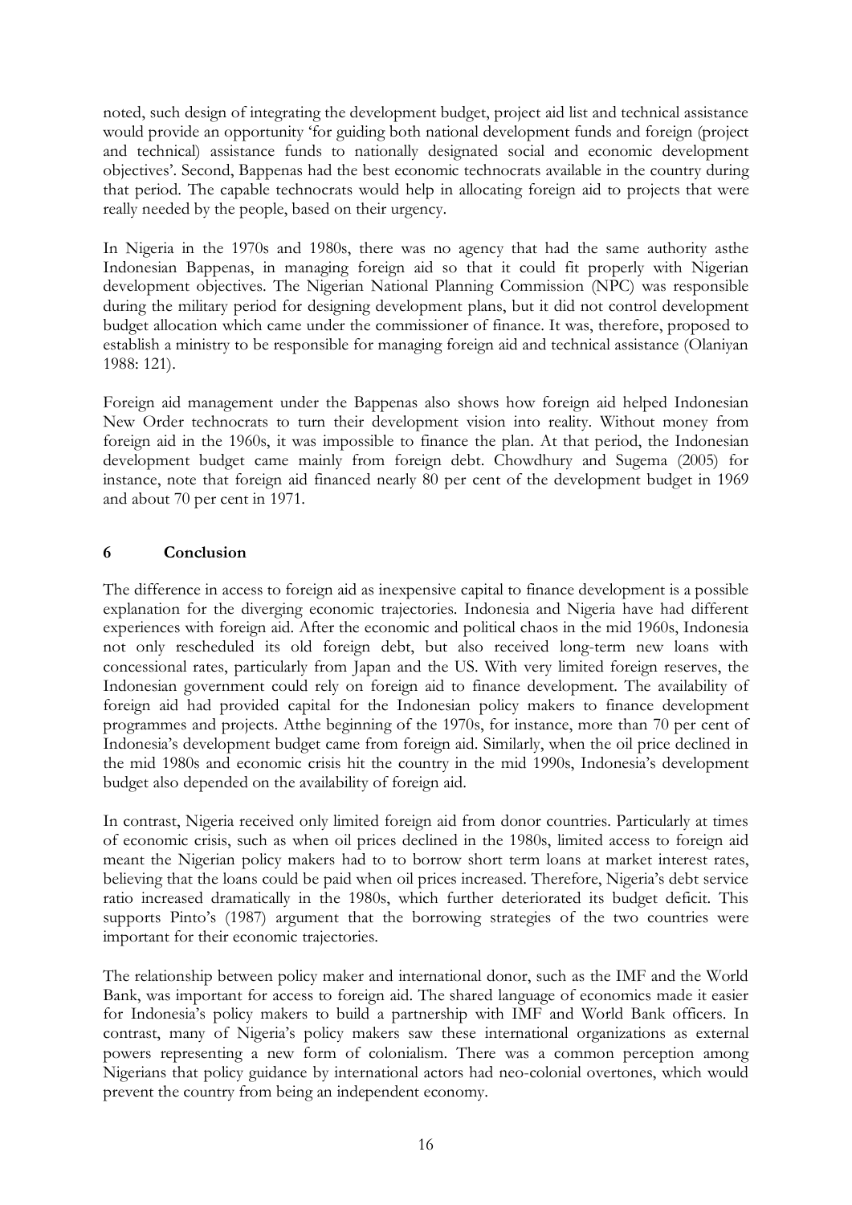noted, such design of integrating the development budget, project aid list and technical assistance would provide an opportunity 'for guiding both national development funds and foreign (project and technical) assistance funds to nationally designated social and economic development objectives'. Second, Bappenas had the best economic technocrats available in the country during that period. The capable technocrats would help in allocating foreign aid to projects that were really needed by the people, based on their urgency.

In Nigeria in the 1970s and 1980s, there was no agency that had the same authority asthe Indonesian Bappenas, in managing foreign aid so that it could fit properly with Nigerian development objectives. The Nigerian National Planning Commission (NPC) was responsible during the military period for designing development plans, but it did not control development budget allocation which came under the commissioner of finance. It was, therefore, proposed to establish a ministry to be responsible for managing foreign aid and technical assistance (Olaniyan 1988: 121).

Foreign aid management under the Bappenas also shows how foreign aid helped Indonesian New Order technocrats to turn their development vision into reality. Without money from foreign aid in the 1960s, it was impossible to finance the plan. At that period, the Indonesian development budget came mainly from foreign debt. Chowdhury and Sugema (2005) for instance, note that foreign aid financed nearly 80 per cent of the development budget in 1969 and about 70 per cent in 1971.

## 6 Conclusion

The difference in access to foreign aid as inexpensive capital to finance development is a possible explanation for the diverging economic trajectories. Indonesia and Nigeria have had different experiences with foreign aid. After the economic and political chaos in the mid 1960s, Indonesia not only rescheduled its old foreign debt, but also received long-term new loans with concessional rates, particularly from Japan and the US. With very limited foreign reserves, the Indonesian government could rely on foreign aid to finance development. The availability of foreign aid had provided capital for the Indonesian policy makers to finance development programmes and projects. Atthe beginning of the 1970s, for instance, more than 70 per cent of Indonesia's development budget came from foreign aid. Similarly, when the oil price declined in the mid 1980s and economic crisis hit the country in the mid 1990s, Indonesia's development budget also depended on the availability of foreign aid.

In contrast, Nigeria received only limited foreign aid from donor countries. Particularly at times of economic crisis, such as when oil prices declined in the 1980s, limited access to foreign aid meant the Nigerian policy makers had to to borrow short term loans at market interest rates, believing that the loans could be paid when oil prices increased. Therefore, Nigeria's debt service ratio increased dramatically in the 1980s, which further deteriorated its budget deficit. This supports Pinto's (1987) argument that the borrowing strategies of the two countries were important for their economic trajectories.

The relationship between policy maker and international donor, such as the IMF and the World Bank, was important for access to foreign aid. The shared language of economics made it easier for Indonesia's policy makers to build a partnership with IMF and World Bank officers. In contrast, many of Nigeria's policy makers saw these international organizations as external powers representing a new form of colonialism. There was a common perception among Nigerians that policy guidance by international actors had neo-colonial overtones, which would prevent the country from being an independent economy.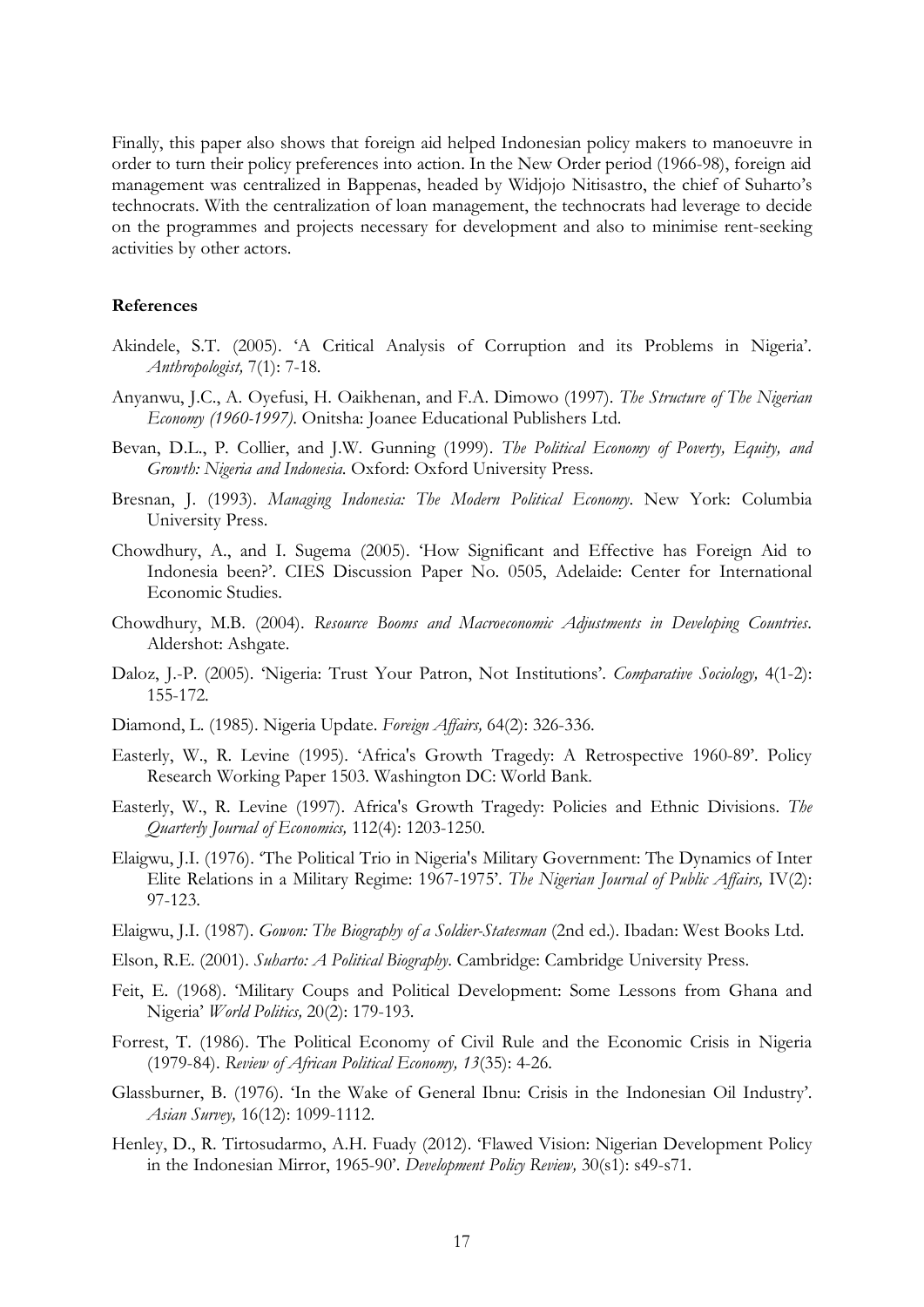Finally, this paper also shows that foreign aid helped Indonesian policy makers to manoeuvre in order to turn their policy preferences into action. In the New Order period (1966-98), foreign aid management was centralized in Bappenas, headed by Widjojo Nitisastro, the chief of Suharto's technocrats. With the centralization of loan management, the technocrats had leverage to decide on the programmes and projects necessary for development and also to minimise rent-seeking activities by other actors.

**References**

Akindele, S.T. (2005). 'A Critical Analysis of Corruption and its Problems in Nigeria'. *Anthropologist,* 7(1): 7-18.

Anyanwu, J.C., A. Oyefusi, H. Oaikhenan, and F.A. Dimowo (1997). *The Structure of The Nigerian Economy (1960-1997).* Onitsha: Joanee Educational Publishers Ltd.

Bevan, D.L., P. Collier, and J.W. Gunning (1999). *The Political Economy of Poverty, Equity, and Growth: Nigeria and Indonesia.* Oxford: Oxford University Press.

Bresnan, J. (1993). *Managing Indonesia: The Modern Political Economy*. New York: Columbia University Press.

Chowdhury, A., and I. Sugema (2005). 'How Significant and Effective has Foreign Aid to Indonesia been?'. CIES Discussion Paper No. 0505, Adelaide: Center for International Economic Studies.

Chowdhury, M.B. (2004). *Resource Booms and Macroeconomic Adjustments in Developing Countries*. Aldershot: Ashgate.

Daloz, J.-P. (2005). 'Nigeria: Trust Your Patron, Not Institutions'. *Comparative Sociology,* 4(1-2): 155-172.

Diamond, L. (1985). Nigeria Update. *Foreign Affairs,* 64(2): 326-336.

Easterly, W., R. Levine (1995). 'Africa's Growth Tragedy: A Retrospective 1960-89'. Policy Research Working Paper 1503. Washington DC: World Bank.

Easterly, W., R. Levine (1997). Africa's Growth Tragedy: Policies and Ethnic Divisions. *The Quarterly Journal of Economics,* 112(4): 1203-1250.

Elaigwu, J.I. (1976). 'The Political Trio in Nigeria's Military Government: The Dynamics of Inter Elite Relations in a Military Regime: 1967-1975'. *The Nigerian Journal of Public Affairs,* IV(2): 97-123.

Elaigwu, J.I. (1987). *Gowon: The Biography of a Soldier-Statesman* (2nd ed.). Ibadan: West Books Ltd.

Elson, R.E. (2001). *Suharto: A Political Biography*. Cambridge: Cambridge University Press.

Feit, E. (1968). 'Military Coups and Political Development: Some Lessons from Ghana and Nigeria' *World Politics,* 20(2): 179-193.

Forrest, T. (1986). The Political Economy of Civil Rule and the Economic Crisis in Nigeria (1979-84). *Review of African Political Economy, 13*(35): 4-26.

Glassburner, B. (1976). 'In the Wake of General Ibnu: Crisis in the Indonesian Oil Industry'. *Asian Survey,* 16(12): 1099-1112.

Henley, D., R. Tirtosudarmo, A.H. Fuady (2012). 'Flawed Vision: Nigerian Development Policy in the Indonesian Mirror, 1965-90'. *Development Policy Review,* 30(s1): s49-s71.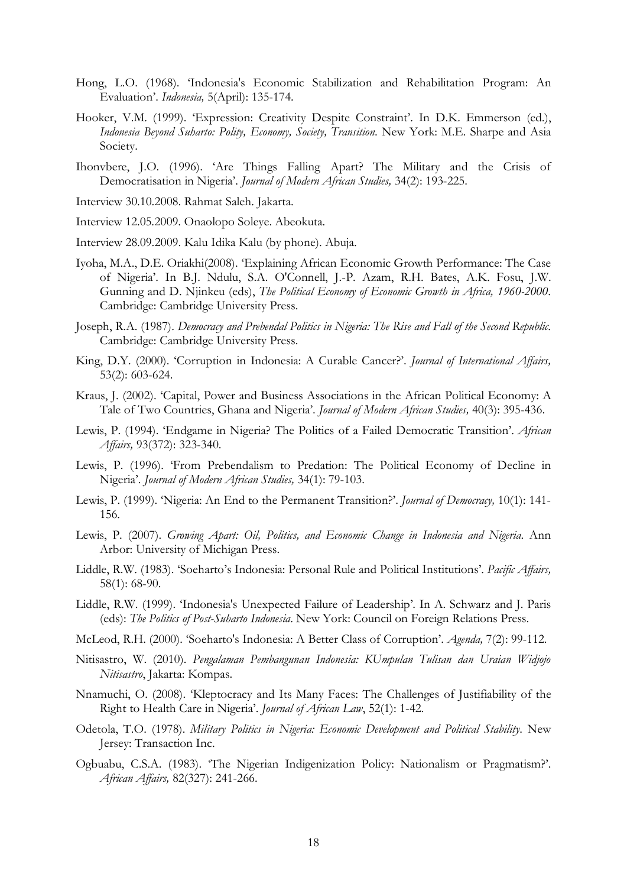Hong, L.O. (1968). 'Indonesia's Economic Stabilization and Rehabilitation Program: An Evaluation'. *Indonesia,* 5(April): 135-174.

Hooker, V.M. (1999). 'Expression: Creativity Despite Constraint'. In D.K. Emmerson (ed.), *Indonesia Beyond Suharto: Polity, Economy, Society, Transition*. New York: M.E. Sharpe and Asia Society.

Ihonvbere, J.O. (1996). 'Are Things Falling Apart? The Military and the Crisis of Democratisation in Nigeria'. *Journal of Modern African Studies,* 34(2): 193-225.

Interview 30.10.2008. Rahmat Saleh. Jakarta.

Interview 12.05.2009. Onaolopo Soleye. Abeokuta.

Interview 28.09.2009. Kalu Idika Kalu (by phone). Abuja.

Iyoha, M.A., D.E. Oriakhi(2008). 'Explaining African Economic Growth Performance: The Case of Nigeria'. In B.J. Ndulu, S.A. O'Connell, J.-P. Azam, R.H. Bates, A.K. Fosu, J.W. Gunning and D. Njinkeu (eds), *The Political Economy of Economic Growth in Africa, 1960-2000*. Cambridge: Cambridge University Press.

Joseph, R.A. (1987). *Democracy and Prebendal Politics in Nigeria: The Rise and Fall of the Second Republic*. Cambridge: Cambridge University Press.

King, D.Y. (2000). 'Corruption in Indonesia: A Curable Cancer?'. *Journal of International Affairs,* 53(2): 603-624.

Kraus, J. (2002). 'Capital, Power and Business Associations in the African Political Economy: A Tale of Two Countries, Ghana and Nigeria'. *Journal of Modern African Studies,* 40(3): 395-436.

Lewis, P. (1994). 'Endgame in Nigeria? The Politics of a Failed Democratic Transition'. *African Affairs,* 93(372): 323-340.

Lewis, P. (1996). 'From Prebendalism to Predation: The Political Economy of Decline in Nigeria'. *Journal of Modern African Studies,* 34(1): 79-103.

Lewis, P. (1999). 'Nigeria: An End to the Permanent Transition?'. *Journal of Democracy,* 10(1): 141-156.

Lewis, P. (2007). *Growing Apart: Oil, Politics, and Economic Change in Indonesia and Nigeria*. Ann Arbor: University of Michigan Press.

Liddle, R.W. (1983). 'Soeharto's Indonesia: Personal Rule and Political Institutions'. *Pacific Affairs,* 58(1): 68-90.

Liddle, R.W. (1999). 'Indonesia's Unexpected Failure of Leadership'. In A. Schwarz and J. Paris (eds): *The Politics of Post-Suharto Indonesia*. New York: Council on Foreign Relations Press.

McLeod, R.H. (2000). 'Soeharto's Indonesia: A Better Class of Corruption'. *Agenda,* 7(2): 99-112.

Nitisastro, W. (2010). *Pengalaman Pembangunan Indonesia: KUmpulan Tulisan dan Uraian Widjojo Nitisastro*, Jakarta: Kompas.

Nnamuchi, O. (2008). 'Kleptocracy and Its Many Faces: The Challenges of Justifiability of the Right to Health Care in Nigeria'. *Journal of African Law*, 52(1): 1-42.

Odetola, T.O. (1978). *Military Politics in Nigeria: Economic Development and Political Stability*. New Jersey: Transaction Inc.

Ogbuabu, C.S.A. (1983). 'The Nigerian Indigenization Policy: Nationalism or Pragmatism?'. *African Affairs,* 82(327): 241-266.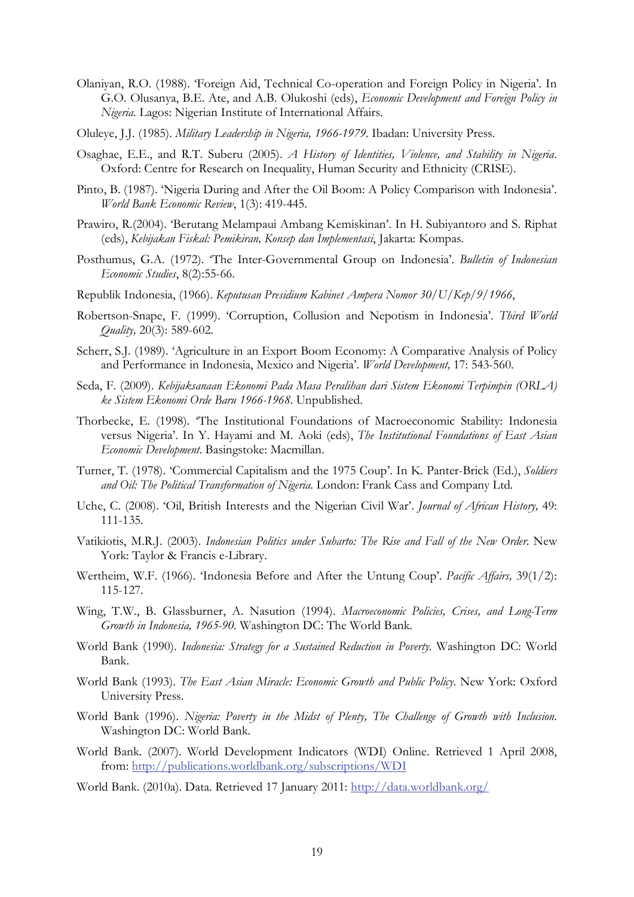Olaniyan, R.O. (1988). 'Foreign Aid, Technical Co-operation and Foreign Policy in Nigeria'. In G.O. Olusanya, B.E. Ate, and A.B. Olukoshi (eds), *Economic Development and Foreign Policy in Nigeria*. Lagos: Nigerian Institute of International Affairs.

Oluleye, J.J. (1985). *Military Leadership in Nigeria, 1966-1979*. Ibadan: University Press.

Osaghae, E.E., and R.T. Suberu (2005). *A History of Identities, Violence, and Stability in Nigeria*. Oxford: Centre for Research on Inequality, Human Security and Ethnicity (CRISE).

Pinto, B. (1987). 'Nigeria During and After the Oil Boom: A Policy Comparison with Indonesia'. *World Bank Economic Review*, 1(3): 419-445.

Prawiro, R.(2004). 'Berutang Melampaui Ambang Kemiskinan'. In H. Subiyantoro and S. Riphat (eds), *Kebijakan Fiskal: Pemikiran, Konsep dan Implementasi*, Jakarta: Kompas.

Posthumus, G.A. (1972). 'The Inter-Governmental Group on Indonesia'. *Bulletin of Indonesian Economic Studies*, 8(2):55-66.

Republik Indonesia, (1966). *Keputusan Presidium Kabinet Ampera Nomor 30/U/Kep/9/1966*,

Robertson-Snape, F. (1999). 'Corruption, Collusion and Nepotism in Indonesia'. *Third World Quality,* 20(3): 589-602.

Scherr, S.J. (1989). 'Agriculture in an Export Boom Economy: A Comparative Analysis of Policy and Performance in Indonesia, Mexico and Nigeria'. *World Development,* 17: 543-560.

Seda, F. (2009). *Kebijaksanaan Ekonomi Pada Masa Peralihan dari Sistem Ekonomi Terpimpin (ORLA) ke Sistem Ekonomi Orde Baru 1966-1968*. Unpublished.

Thorbecke, E. (1998). 'The Institutional Foundations of Macroeconomic Stability: Indonesia versus Nigeria'. In Y. Hayami and M. Aoki (eds), *The Institutional Foundations of East Asian Economic Development*. Basingstoke: Macmillan.

Turner, T. (1978). 'Commercial Capitalism and the 1975 Coup'. In K. Panter-Brick (Ed.), *Soldiers and Oil: The Political Transformation of Nigeria*. London: Frank Cass and Company Ltd.

Uche, C. (2008). 'Oil, British Interests and the Nigerian Civil War'. *Journal of African History,* 49: 111-135.

Vatikiotis, M.R.J. (2003). *Indonesian Politics under Suharto: The Rise and Fall of the New Order*. New York: Taylor & Francis e-Library.

Wertheim, W.F. (1966). 'Indonesia Before and After the Untung Coup'. *Pacific Affairs,* 39(1/2): 115-127.

Wing, T.W., B. Glassburner, A. Nasution (1994). *Macroeconomic Policies, Crises, and Long-Term Growth in Indonesia, 1965-90*. Washington DC: The World Bank.

World Bank (1990). *Indonesia: Strategy for a Sustained Reduction in Poverty*. Washington DC: World Bank.

World Bank (1993). *The East Asian Miracle: Economic Growth and Public Policy*. New York: Oxford University Press.

World Bank (1996). *Nigeria: Poverty in the Midst of Plenty, The Challenge of Growth with Inclusion*. Washington DC: World Bank.

World Bank. (2007). World Development Indicators (WDI) Online. Retrieved 1 April 2008, from: http://publications.worldbank.org/subscriptions/WDI

World Bank. (2010a). Data. Retrieved 17 January 2011: http://data.worldbank.org/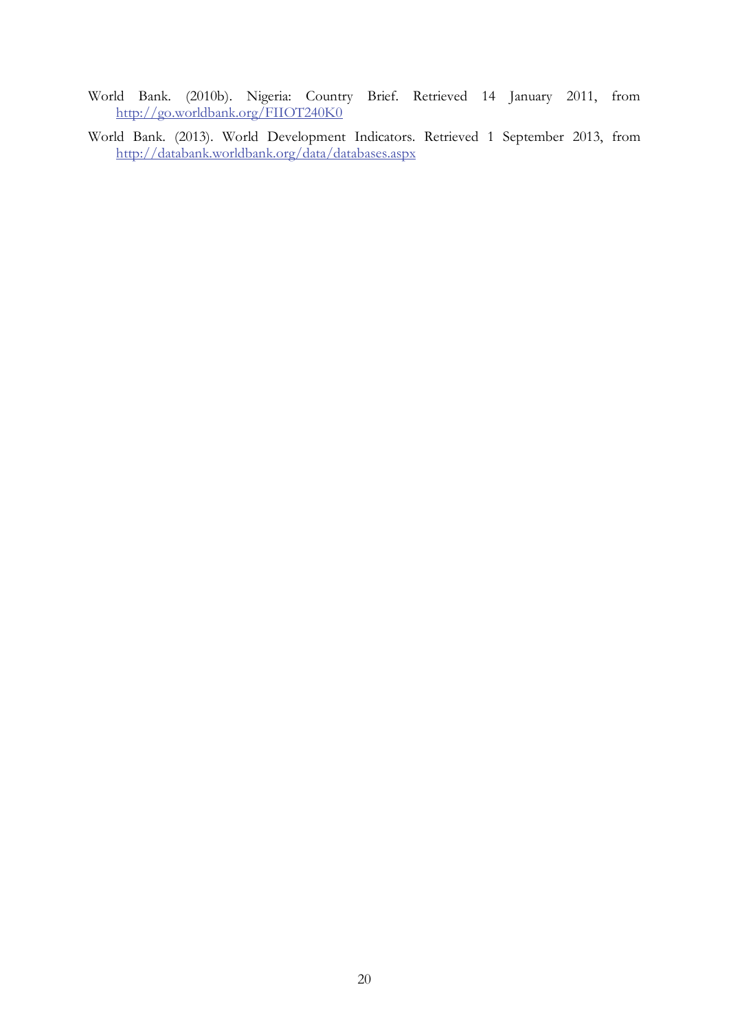World Bank. (2010b). Nigeria: Country Brief. Retrieved 14 January 2011, from http://go.worldbank.org/FIIOT240K0

World Bank. (2013). World Development Indicators. Retrieved 1 September 2013, from http://databank.worldbank.org/data/databases.aspx